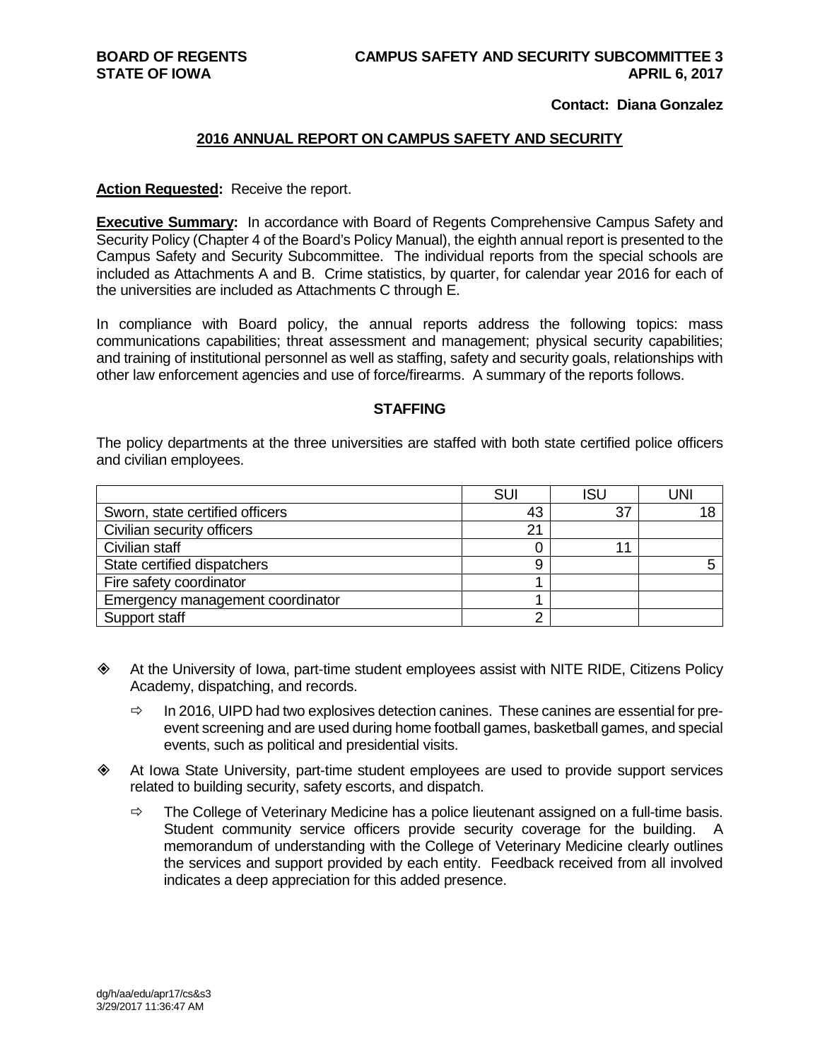**BOARD OF REGENTS**
**STATE OF IOWA**

**CAMPUS SAFETY AND SECURITY SUBCOMMITTEE 3**
**APRIL 6, 2017**

**Contact: Diana Gonzalez**

## 2016 ANNUAL REPORT ON CAMPUS SAFETY AND SECURITY

**Action Requested:** Receive the report.

**Executive Summary:** In accordance with Board of Regents Comprehensive Campus Safety and Security Policy (Chapter 4 of the Board's Policy Manual), the eighth annual report is presented to the Campus Safety and Security Subcommittee. The individual reports from the special schools are included as Attachments A and B. Crime statistics, by quarter, for calendar year 2016 for each of the universities are included as Attachments C through E.

In compliance with Board policy, the annual reports address the following topics: mass communications capabilities; threat assessment and management; physical security capabilities; and training of institutional personnel as well as staffing, safety and security goals, relationships with other law enforcement agencies and use of force/firearms. A summary of the reports follows.

### STAFFING

The policy departments at the three universities are staffed with both state certified police officers and civilian employees.

| | SUI | ISU | UNI |
|---|---|---|---|
| Sworn, state certified officers | 43 | 37 | 18 |
| Civilian security officers | 21 | | |
| Civilian staff | 0 | 11 | |
| State certified dispatchers | 9 | | 5 |
| Fire safety coordinator | 1 | | |
| Emergency management coordinator | 1 | | |
| Support staff | 2 | | |

- At the University of Iowa, part-time student employees assist with NITE RIDE, Citizens Policy Academy, dispatching, and records.
  - In 2016, UIPD had two explosives detection canines. These canines are essential for pre-event screening and are used during home football games, basketball games, and special events, such as political and presidential visits.
- At Iowa State University, part-time student employees are used to provide support services related to building security, safety escorts, and dispatch.
  - The College of Veterinary Medicine has a police lieutenant assigned on a full-time basis. Student community service officers provide security coverage for the building. A memorandum of understanding with the College of Veterinary Medicine clearly outlines the services and support provided by each entity. Feedback received from all involved indicates a deep appreciation for this added presence.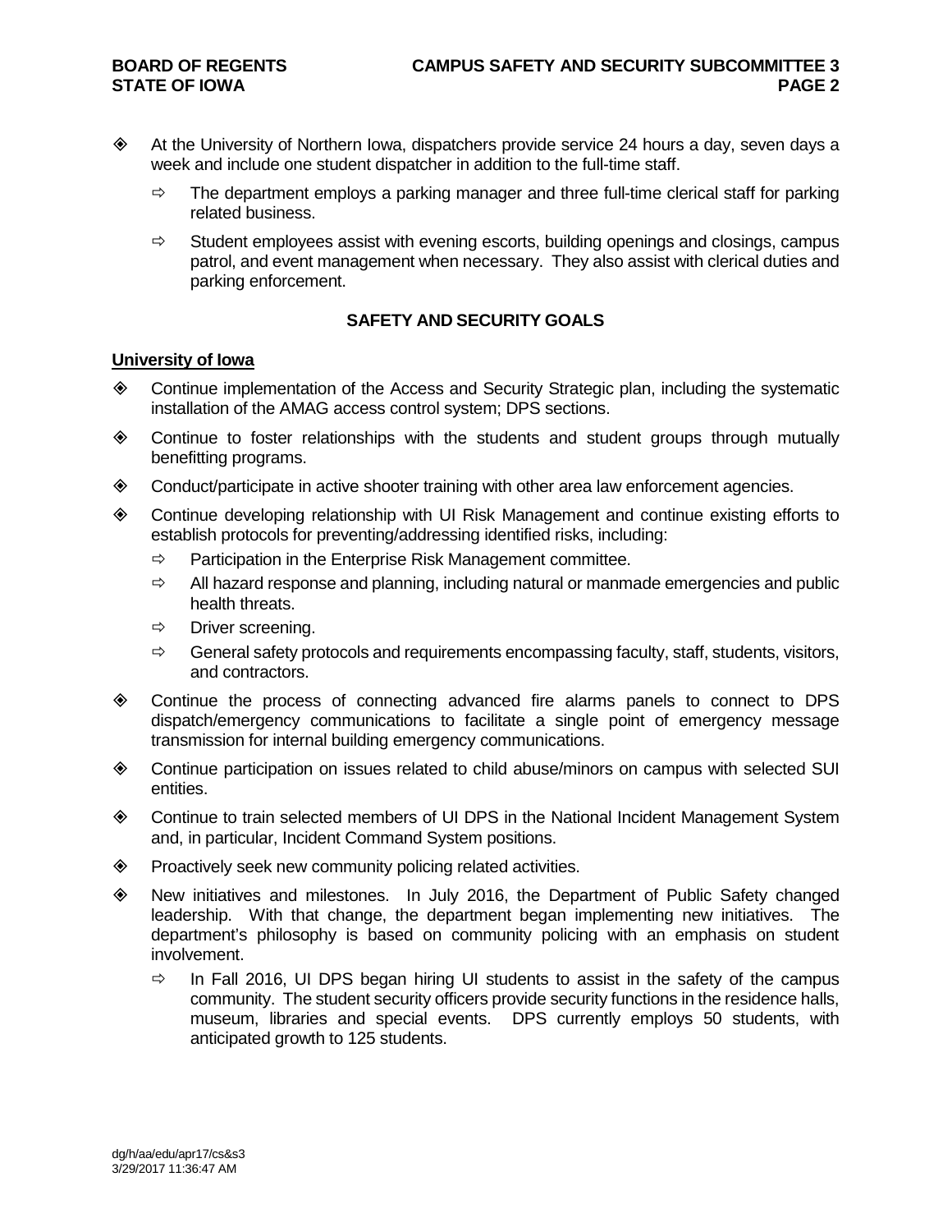- At the University of Northern Iowa, dispatchers provide service 24 hours a day, seven days a week and include one student dispatcher in addition to the full-time staff.
  - The department employs a parking manager and three full-time clerical staff for parking related business.
  - Student employees assist with evening escorts, building openings and closings, campus patrol, and event management when necessary. They also assist with clerical duties and parking enforcement.

## SAFETY AND SECURITY GOALS

### University of Iowa

- Continue implementation of the Access and Security Strategic plan, including the systematic installation of the AMAG access control system; DPS sections.
- Continue to foster relationships with the students and student groups through mutually benefitting programs.
- Conduct/participate in active shooter training with other area law enforcement agencies.
- Continue developing relationship with UI Risk Management and continue existing efforts to establish protocols for preventing/addressing identified risks, including:
  - Participation in the Enterprise Risk Management committee.
  - All hazard response and planning, including natural or manmade emergencies and public health threats.
  - Driver screening.
  - General safety protocols and requirements encompassing faculty, staff, students, visitors, and contractors.
- Continue the process of connecting advanced fire alarms panels to connect to DPS dispatch/emergency communications to facilitate a single point of emergency message transmission for internal building emergency communications.
- Continue participation on issues related to child abuse/minors on campus with selected SUI entities.
- Continue to train selected members of UI DPS in the National Incident Management System and, in particular, Incident Command System positions.
- Proactively seek new community policing related activities.
- New initiatives and milestones. In July 2016, the Department of Public Safety changed leadership. With that change, the department began implementing new initiatives. The department's philosophy is based on community policing with an emphasis on student involvement.
  - In Fall 2016, UI DPS began hiring UI students to assist in the safety of the campus community. The student security officers provide security functions in the residence halls, museum, libraries and special events. DPS currently employs 50 students, with anticipated growth to 125 students.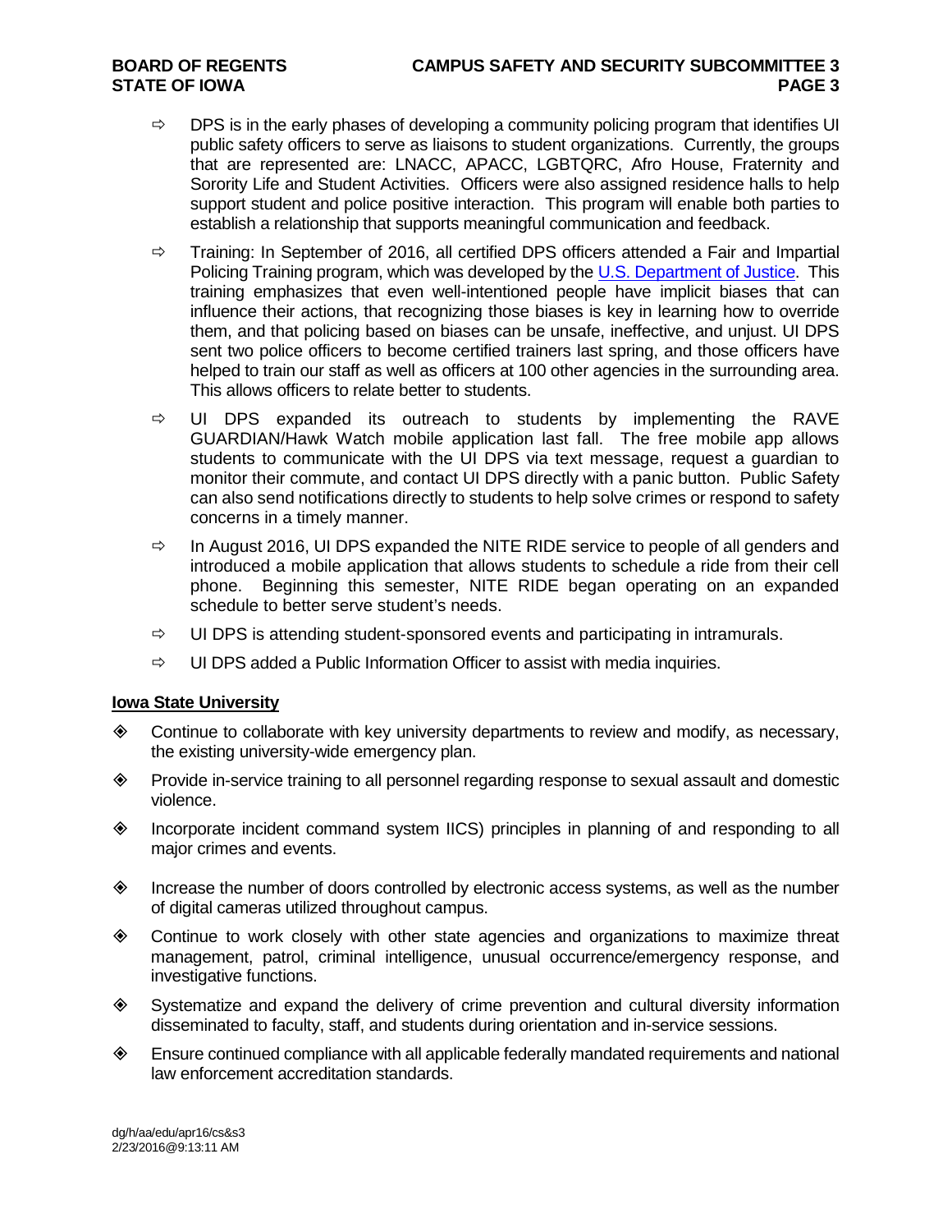- ⇨ DPS is in the early phases of developing a community policing program that identifies UI public safety officers to serve as liaisons to student organizations. Currently, the groups that are represented are: LNACC, APACC, LGBTQRC, Afro House, Fraternity and Sorority Life and Student Activities. Officers were also assigned residence halls to help support student and police positive interaction. This program will enable both parties to establish a relationship that supports meaningful communication and feedback.
- ⇨ Training: In September of 2016, all certified DPS officers attended a Fair and Impartial Policing Training program, which was developed by the [U.S. Department of Justice](). This training emphasizes that even well-intentioned people have implicit biases that can influence their actions, that recognizing those biases is key in learning how to override them, and that policing based on biases can be unsafe, ineffective, and unjust. UI DPS sent two police officers to become certified trainers last spring, and those officers have helped to train our staff as well as officers at 100 other agencies in the surrounding area. This allows officers to relate better to students.
- ⇨ UI DPS expanded its outreach to students by implementing the RAVE GUARDIAN/Hawk Watch mobile application last fall. The free mobile app allows students to communicate with the UI DPS via text message, request a guardian to monitor their commute, and contact UI DPS directly with a panic button. Public Safety can also send notifications directly to students to help solve crimes or respond to safety concerns in a timely manner.
- ⇨ In August 2016, UI DPS expanded the NITE RIDE service to people of all genders and introduced a mobile application that allows students to schedule a ride from their cell phone. Beginning this semester, NITE RIDE began operating on an expanded schedule to better serve student's needs.
- ⇨ UI DPS is attending student-sponsored events and participating in intramurals.
- ⇨ UI DPS added a Public Information Officer to assist with media inquiries.

**<u>Iowa State University</u>**

- ◈ Continue to collaborate with key university departments to review and modify, as necessary, the existing university-wide emergency plan.
- ◈ Provide in-service training to all personnel regarding response to sexual assault and domestic violence.
- ◈ Incorporate incident command system IICS) principles in planning of and responding to all major crimes and events.
- ◈ Increase the number of doors controlled by electronic access systems, as well as the number of digital cameras utilized throughout campus.
- ◈ Continue to work closely with other state agencies and organizations to maximize threat management, patrol, criminal intelligence, unusual occurrence/emergency response, and investigative functions.
- ◈ Systematize and expand the delivery of crime prevention and cultural diversity information disseminated to faculty, staff, and students during orientation and in-service sessions.
- ◈ Ensure continued compliance with all applicable federally mandated requirements and national law enforcement accreditation standards.

dg/h/aa/edu/apr16/cs&s3
2/23/2016@9:13:11 AM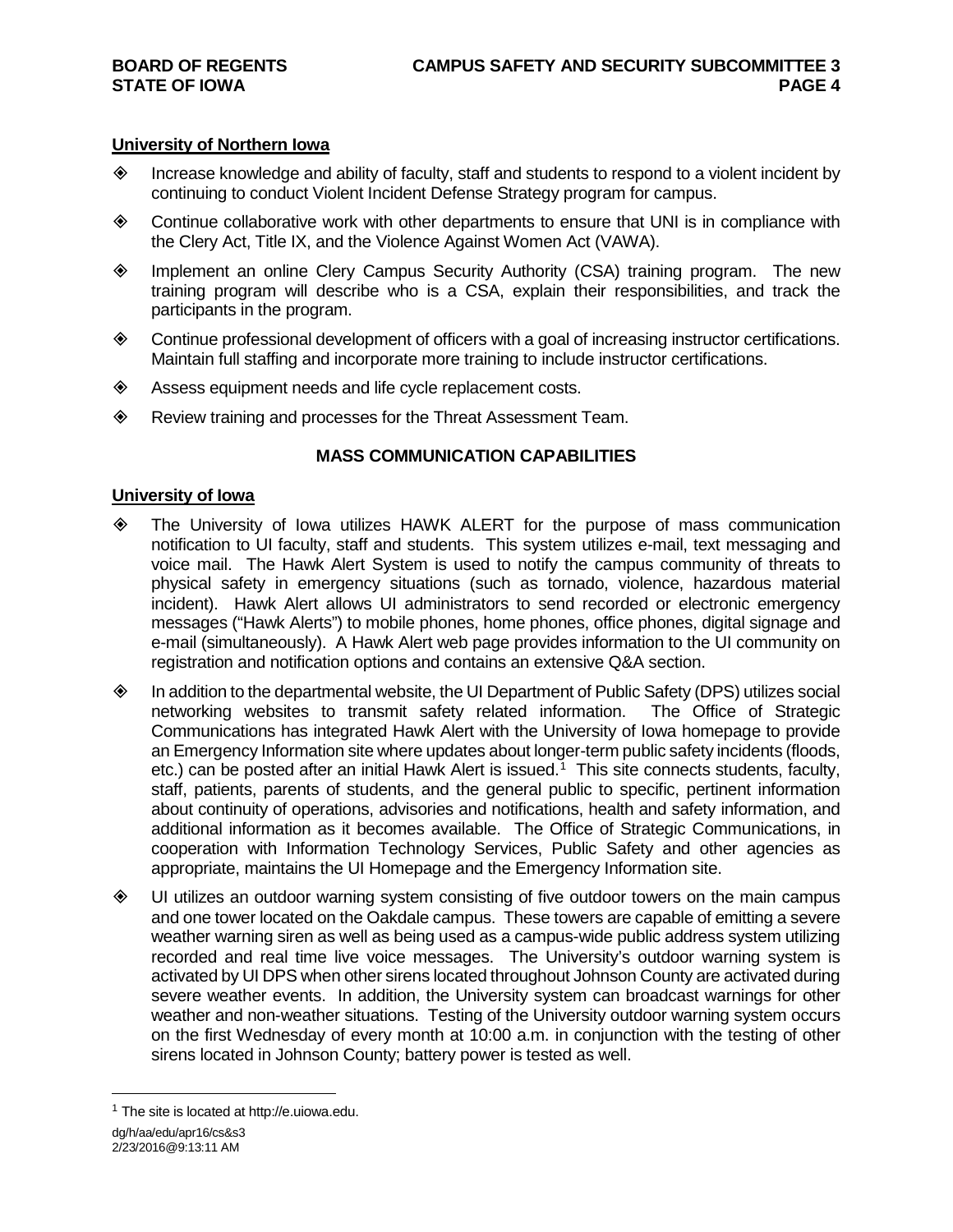### University of Northern Iowa

- Increase knowledge and ability of faculty, staff and students to respond to a violent incident by continuing to conduct Violent Incident Defense Strategy program for campus.
- Continue collaborative work with other departments to ensure that UNI is in compliance with the Clery Act, Title IX, and the Violence Against Women Act (VAWA).
- Implement an online Clery Campus Security Authority (CSA) training program. The new training program will describe who is a CSA, explain their responsibilities, and track the participants in the program.
- Continue professional development of officers with a goal of increasing instructor certifications. Maintain full staffing and incorporate more training to include instructor certifications.
- Assess equipment needs and life cycle replacement costs.
- Review training and processes for the Threat Assessment Team.

## MASS COMMUNICATION CAPABILITIES

### University of Iowa

- The University of Iowa utilizes HAWK ALERT for the purpose of mass communication notification to UI faculty, staff and students. This system utilizes e-mail, text messaging and voice mail. The Hawk Alert System is used to notify the campus community of threats to physical safety in emergency situations (such as tornado, violence, hazardous material incident). Hawk Alert allows UI administrators to send recorded or electronic emergency messages ("Hawk Alerts") to mobile phones, home phones, office phones, digital signage and e-mail (simultaneously). A Hawk Alert web page provides information to the UI community on registration and notification options and contains an extensive Q&A section.
- In addition to the departmental website, the UI Department of Public Safety (DPS) utilizes social networking websites to transmit safety related information. The Office of Strategic Communications has integrated Hawk Alert with the University of Iowa homepage to provide an Emergency Information site where updates about longer-term public safety incidents (floods, etc.) can be posted after an initial Hawk Alert is issued.[1] This site connects students, faculty, staff, patients, parents of students, and the general public to specific, pertinent information about continuity of operations, advisories and notifications, health and safety information, and additional information as it becomes available. The Office of Strategic Communications, in cooperation with Information Technology Services, Public Safety and other agencies as appropriate, maintains the UI Homepage and the Emergency Information site.
- UI utilizes an outdoor warning system consisting of five outdoor towers on the main campus and one tower located on the Oakdale campus. These towers are capable of emitting a severe weather warning siren as well as being used as a campus-wide public address system utilizing recorded and real time live voice messages. The University's outdoor warning system is activated by UI DPS when other sirens located throughout Johnson County are activated during severe weather events. In addition, the University system can broadcast warnings for other weather and non-weather situations. Testing of the University outdoor warning system occurs on the first Wednesday of every month at 10:00 a.m. in conjunction with the testing of other sirens located in Johnson County; battery power is tested as well.

---

[1] The site is located at http://e.uiowa.edu.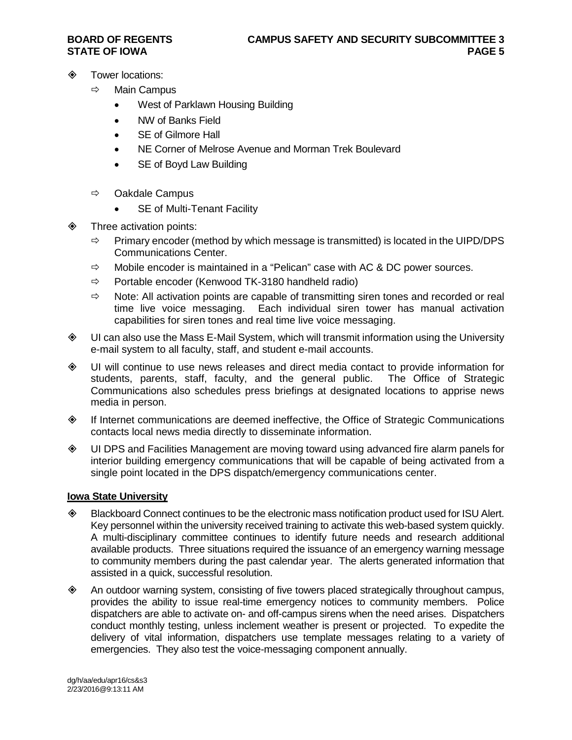- Tower locations:
  - Main Campus
    - West of Parklawn Housing Building
    - NW of Banks Field
    - SE of Gilmore Hall
    - NE Corner of Melrose Avenue and Morman Trek Boulevard
    - SE of Boyd Law Building
  - Oakdale Campus
    - SE of Multi-Tenant Facility
- Three activation points:
  - Primary encoder (method by which message is transmitted) is located in the UIPD/DPS Communications Center.
  - Mobile encoder is maintained in a "Pelican" case with AC & DC power sources.
  - Portable encoder (Kenwood TK-3180 handheld radio)
  - Note: All activation points are capable of transmitting siren tones and recorded or real time live voice messaging. Each individual siren tower has manual activation capabilities for siren tones and real time live voice messaging.
- UI can also use the Mass E-Mail System, which will transmit information using the University e-mail system to all faculty, staff, and student e-mail accounts.
- UI will continue to use news releases and direct media contact to provide information for students, parents, staff, faculty, and the general public. The Office of Strategic Communications also schedules press briefings at designated locations to apprise news media in person.
- If Internet communications are deemed ineffective, the Office of Strategic Communications contacts local news media directly to disseminate information.
- UI DPS and Facilities Management are moving toward using advanced fire alarm panels for interior building emergency communications that will be capable of being activated from a single point located in the DPS dispatch/emergency communications center.

**Iowa State University**

- Blackboard Connect continues to be the electronic mass notification product used for ISU Alert. Key personnel within the university received training to activate this web-based system quickly. A multi-disciplinary committee continues to identify future needs and research additional available products. Three situations required the issuance of an emergency warning message to community members during the past calendar year. The alerts generated information that assisted in a quick, successful resolution.
- An outdoor warning system, consisting of five towers placed strategically throughout campus, provides the ability to issue real-time emergency notices to community members. Police dispatchers are able to activate on- and off-campus sirens when the need arises. Dispatchers conduct monthly testing, unless inclement weather is present or projected. To expedite the delivery of vital information, dispatchers use template messages relating to a variety of emergencies. They also test the voice-messaging component annually.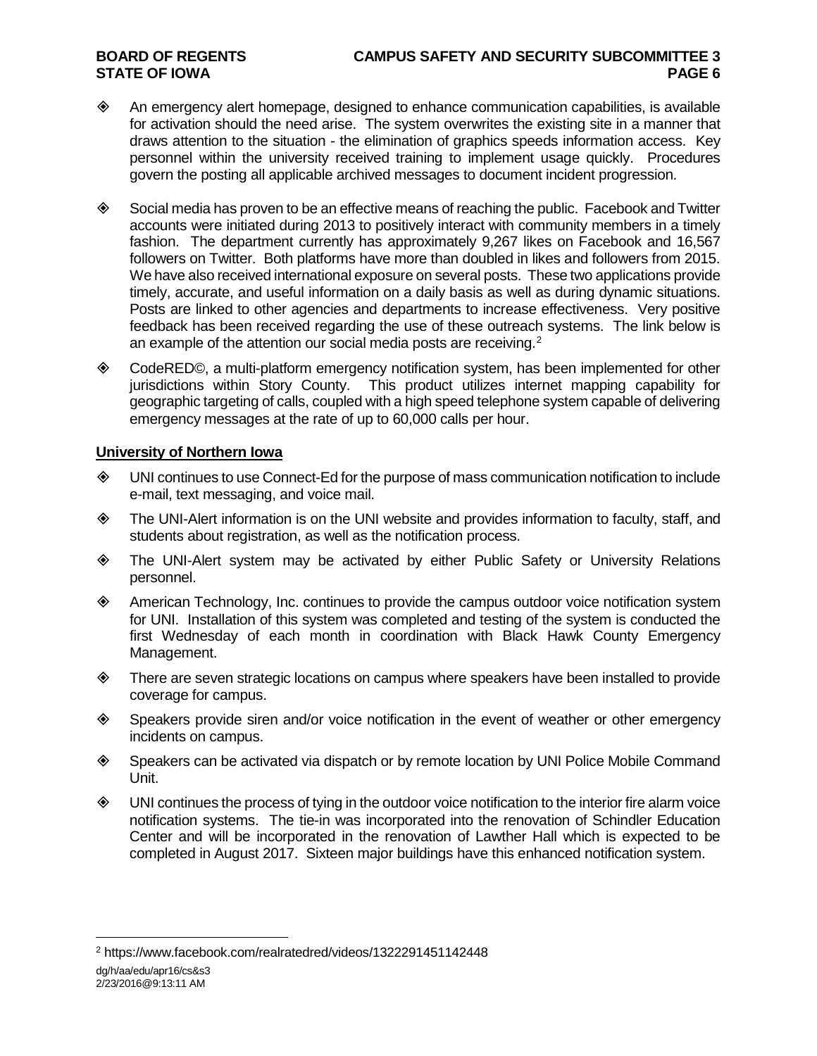- An emergency alert homepage, designed to enhance communication capabilities, is available for activation should the need arise. The system overwrites the existing site in a manner that draws attention to the situation - the elimination of graphics speeds information access. Key personnel within the university received training to implement usage quickly. Procedures govern the posting all applicable archived messages to document incident progression.

- Social media has proven to be an effective means of reaching the public. Facebook and Twitter accounts were initiated during 2013 to positively interact with community members in a timely fashion. The department currently has approximately 9,267 likes on Facebook and 16,567 followers on Twitter. Both platforms have more than doubled in likes and followers from 2015. We have also received international exposure on several posts. These two applications provide timely, accurate, and useful information on a daily basis as well as during dynamic situations. Posts are linked to other agencies and departments to increase effectiveness. Very positive feedback has been received regarding the use of these outreach systems. The link below is an example of the attention our social media posts are receiving.[2]

- CodeRED©, a multi-platform emergency notification system, has been implemented for other jurisdictions within Story County. This product utilizes internet mapping capability for geographic targeting of calls, coupled with a high speed telephone system capable of delivering emergency messages at the rate of up to 60,000 calls per hour.

**University of Northern Iowa**

- UNI continues to use Connect-Ed for the purpose of mass communication notification to include e-mail, text messaging, and voice mail.

- The UNI-Alert information is on the UNI website and provides information to faculty, staff, and students about registration, as well as the notification process.

- The UNI-Alert system may be activated by either Public Safety or University Relations personnel.

- American Technology, Inc. continues to provide the campus outdoor voice notification system for UNI. Installation of this system was completed and testing of the system is conducted the first Wednesday of each month in coordination with Black Hawk County Emergency Management.

- There are seven strategic locations on campus where speakers have been installed to provide coverage for campus.

- Speakers provide siren and/or voice notification in the event of weather or other emergency incidents on campus.

- Speakers can be activated via dispatch or by remote location by UNI Police Mobile Command Unit.

- UNI continues the process of tying in the outdoor voice notification to the interior fire alarm voice notification systems. The tie-in was incorporated into the renovation of Schindler Education Center and will be incorporated in the renovation of Lawther Hall which is expected to be completed in August 2017. Sixteen major buildings have this enhanced notification system.

[2] https://www.facebook.com/realratedred/videos/1322291451142448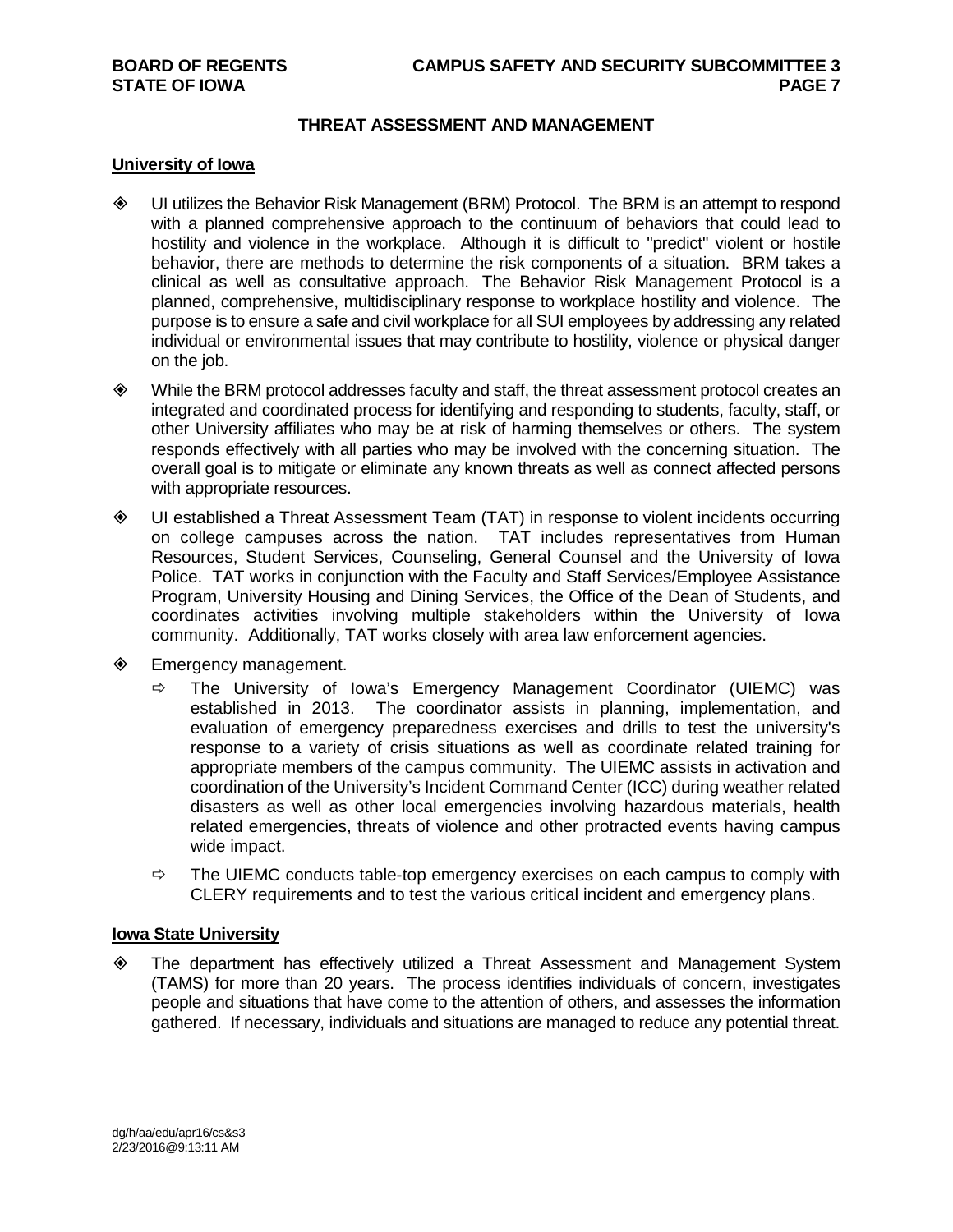## THREAT ASSESSMENT AND MANAGEMENT

### University of Iowa

- UI utilizes the Behavior Risk Management (BRM) Protocol. The BRM is an attempt to respond with a planned comprehensive approach to the continuum of behaviors that could lead to hostility and violence in the workplace. Although it is difficult to "predict" violent or hostile behavior, there are methods to determine the risk components of a situation. BRM takes a clinical as well as consultative approach. The Behavior Risk Management Protocol is a planned, comprehensive, multidisciplinary response to workplace hostility and violence. The purpose is to ensure a safe and civil workplace for all SUI employees by addressing any related individual or environmental issues that may contribute to hostility, violence or physical danger on the job.

- While the BRM protocol addresses faculty and staff, the threat assessment protocol creates an integrated and coordinated process for identifying and responding to students, faculty, staff, or other University affiliates who may be at risk of harming themselves or others. The system responds effectively with all parties who may be involved with the concerning situation. The overall goal is to mitigate or eliminate any known threats as well as connect affected persons with appropriate resources.

- UI established a Threat Assessment Team (TAT) in response to violent incidents occurring on college campuses across the nation. TAT includes representatives from Human Resources, Student Services, Counseling, General Counsel and the University of Iowa Police. TAT works in conjunction with the Faculty and Staff Services/Employee Assistance Program, University Housing and Dining Services, the Office of the Dean of Students, and coordinates activities involving multiple stakeholders within the University of Iowa community. Additionally, TAT works closely with area law enforcement agencies.

- Emergency management.
  - The University of Iowa's Emergency Management Coordinator (UIEMC) was established in 2013. The coordinator assists in planning, implementation, and evaluation of emergency preparedness exercises and drills to test the university's response to a variety of crisis situations as well as coordinate related training for appropriate members of the campus community. The UIEMC assists in activation and coordination of the University's Incident Command Center (ICC) during weather related disasters as well as other local emergencies involving hazardous materials, health related emergencies, threats of violence and other protracted events having campus wide impact.
  - The UIEMC conducts table-top emergency exercises on each campus to comply with CLERY requirements and to test the various critical incident and emergency plans.

### Iowa State University

- The department has effectively utilized a Threat Assessment and Management System (TAMS) for more than 20 years. The process identifies individuals of concern, investigates people and situations that have come to the attention of others, and assesses the information gathered. If necessary, individuals and situations are managed to reduce any potential threat.

dg/h/aa/edu/apr16/cs&s3
2/23/2016@9:13:11 AM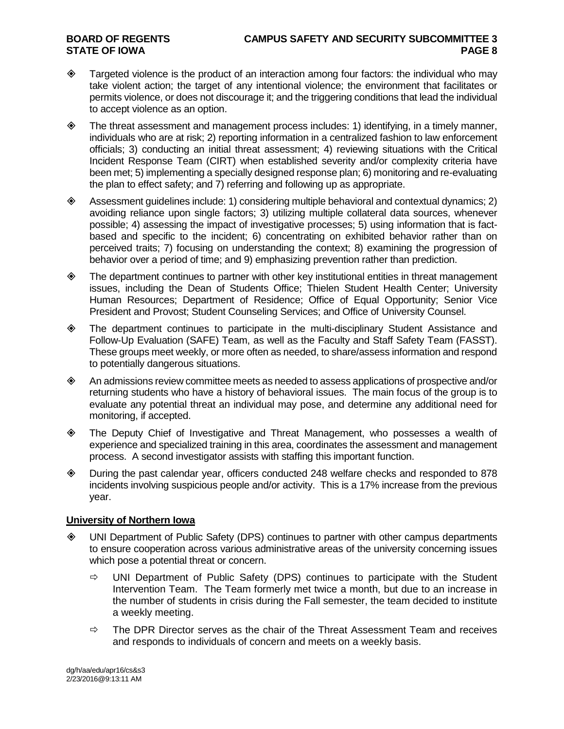- Targeted violence is the product of an interaction among four factors: the individual who may take violent action; the target of any intentional violence; the environment that facilitates or permits violence, or does not discourage it; and the triggering conditions that lead the individual to accept violence as an option.
- The threat assessment and management process includes: 1) identifying, in a timely manner, individuals who are at risk; 2) reporting information in a centralized fashion to law enforcement officials; 3) conducting an initial threat assessment; 4) reviewing situations with the Critical Incident Response Team (CIRT) when established severity and/or complexity criteria have been met; 5) implementing a specially designed response plan; 6) monitoring and re-evaluating the plan to effect safety; and 7) referring and following up as appropriate.
- Assessment guidelines include: 1) considering multiple behavioral and contextual dynamics; 2) avoiding reliance upon single factors; 3) utilizing multiple collateral data sources, whenever possible; 4) assessing the impact of investigative processes; 5) using information that is fact-based and specific to the incident; 6) concentrating on exhibited behavior rather than on perceived traits; 7) focusing on understanding the context; 8) examining the progression of behavior over a period of time; and 9) emphasizing prevention rather than prediction.
- The department continues to partner with other key institutional entities in threat management issues, including the Dean of Students Office; Thielen Student Health Center; University Human Resources; Department of Residence; Office of Equal Opportunity; Senior Vice President and Provost; Student Counseling Services; and Office of University Counsel.
- The department continues to participate in the multi-disciplinary Student Assistance and Follow-Up Evaluation (SAFE) Team, as well as the Faculty and Staff Safety Team (FASST). These groups meet weekly, or more often as needed, to share/assess information and respond to potentially dangerous situations.
- An admissions review committee meets as needed to assess applications of prospective and/or returning students who have a history of behavioral issues. The main focus of the group is to evaluate any potential threat an individual may pose, and determine any additional need for monitoring, if accepted.
- The Deputy Chief of Investigative and Threat Management, who possesses a wealth of experience and specialized training in this area, coordinates the assessment and management process. A second investigator assists with staffing this important function.
- During the past calendar year, officers conducted 248 welfare checks and responded to 878 incidents involving suspicious people and/or activity. This is a 17% increase from the previous year.

**University of Northern Iowa**

- UNI Department of Public Safety (DPS) continues to partner with other campus departments to ensure cooperation across various administrative areas of the university concerning issues which pose a potential threat or concern.
  - UNI Department of Public Safety (DPS) continues to participate with the Student Intervention Team. The Team formerly met twice a month, but due to an increase in the number of students in crisis during the Fall semester, the team decided to institute a weekly meeting.
  - The DPR Director serves as the chair of the Threat Assessment Team and receives and responds to individuals of concern and meets on a weekly basis.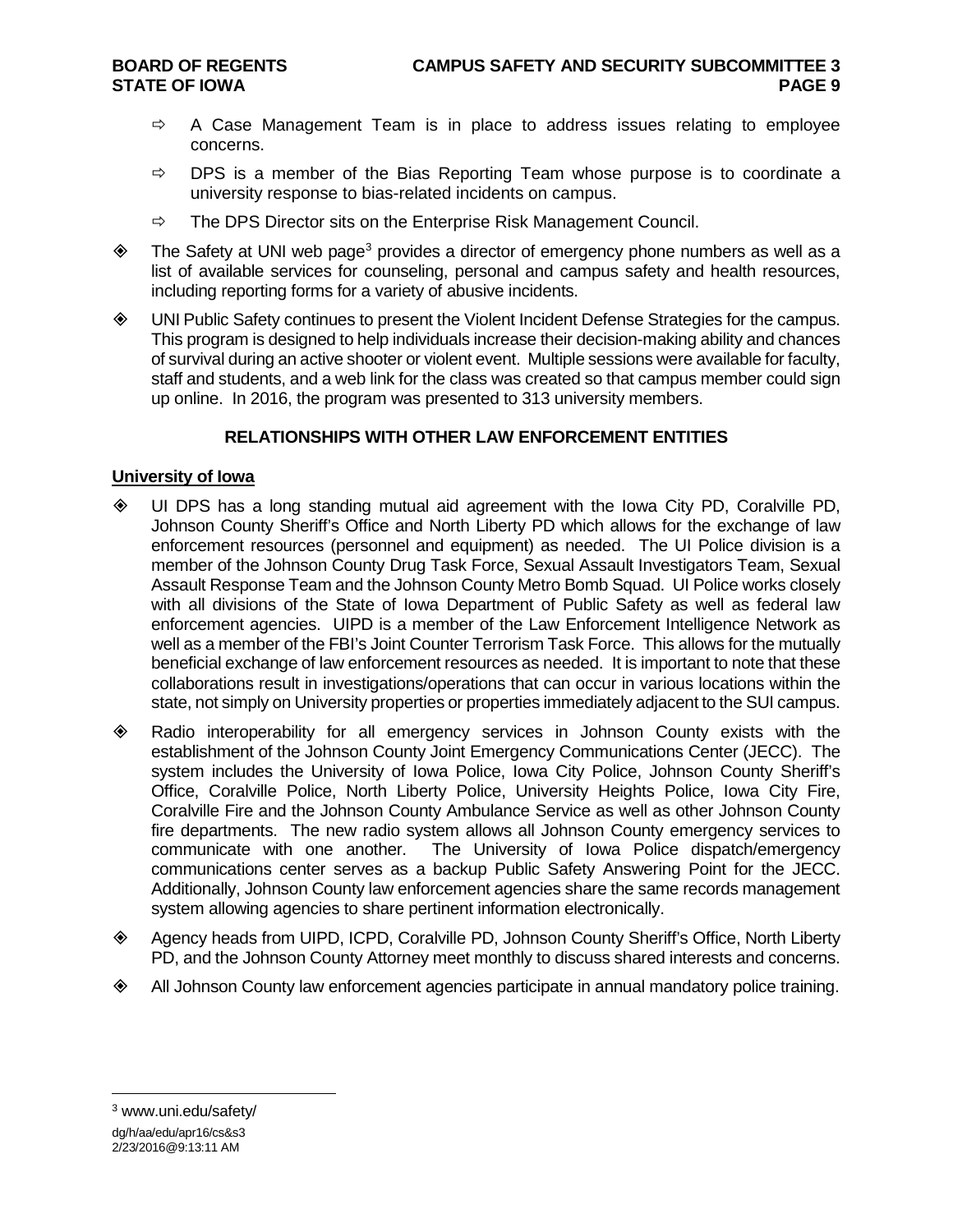- ⇨ A Case Management Team is in place to address issues relating to employee concerns.
- ⇨ DPS is a member of the Bias Reporting Team whose purpose is to coordinate a university response to bias-related incidents on campus.
- ⇨ The DPS Director sits on the Enterprise Risk Management Council.

- ◈ The Safety at UNI web page[3] provides a director of emergency phone numbers as well as a list of available services for counseling, personal and campus safety and health resources, including reporting forms for a variety of abusive incidents.

- ◈ UNI Public Safety continues to present the Violent Incident Defense Strategies for the campus. This program is designed to help individuals increase their decision-making ability and chances of survival during an active shooter or violent event. Multiple sessions were available for faculty, staff and students, and a web link for the class was created so that campus member could sign up online. In 2016, the program was presented to 313 university members.

## RELATIONSHIPS WITH OTHER LAW ENFORCEMENT ENTITIES

**University of Iowa**

- ◈ UI DPS has a long standing mutual aid agreement with the Iowa City PD, Coralville PD, Johnson County Sheriff's Office and North Liberty PD which allows for the exchange of law enforcement resources (personnel and equipment) as needed. The UI Police division is a member of the Johnson County Drug Task Force, Sexual Assault Investigators Team, Sexual Assault Response Team and the Johnson County Metro Bomb Squad. UI Police works closely with all divisions of the State of Iowa Department of Public Safety as well as federal law enforcement agencies. UIPD is a member of the Law Enforcement Intelligence Network as well as a member of the FBI's Joint Counter Terrorism Task Force. This allows for the mutually beneficial exchange of law enforcement resources as needed. It is important to note that these collaborations result in investigations/operations that can occur in various locations within the state, not simply on University properties or properties immediately adjacent to the SUI campus.

- ◈ Radio interoperability for all emergency services in Johnson County exists with the establishment of the Johnson County Joint Emergency Communications Center (JECC). The system includes the University of Iowa Police, Iowa City Police, Johnson County Sheriff's Office, Coralville Police, North Liberty Police, University Heights Police, Iowa City Fire, Coralville Fire and the Johnson County Ambulance Service as well as other Johnson County fire departments. The new radio system allows all Johnson County emergency services to communicate with one another. The University of Iowa Police dispatch/emergency communications center serves as a backup Public Safety Answering Point for the JECC. Additionally, Johnson County law enforcement agencies share the same records management system allowing agencies to share pertinent information electronically.

- ◈ Agency heads from UIPD, ICPD, Coralville PD, Johnson County Sheriff's Office, North Liberty PD, and the Johnson County Attorney meet monthly to discuss shared interests and concerns.

- ◈ All Johnson County law enforcement agencies participate in annual mandatory police training.

---

[3] www.uni.edu/safety/

dg/h/aa/edu/apr16/cs&s3
2/23/2016@9:13:11 AM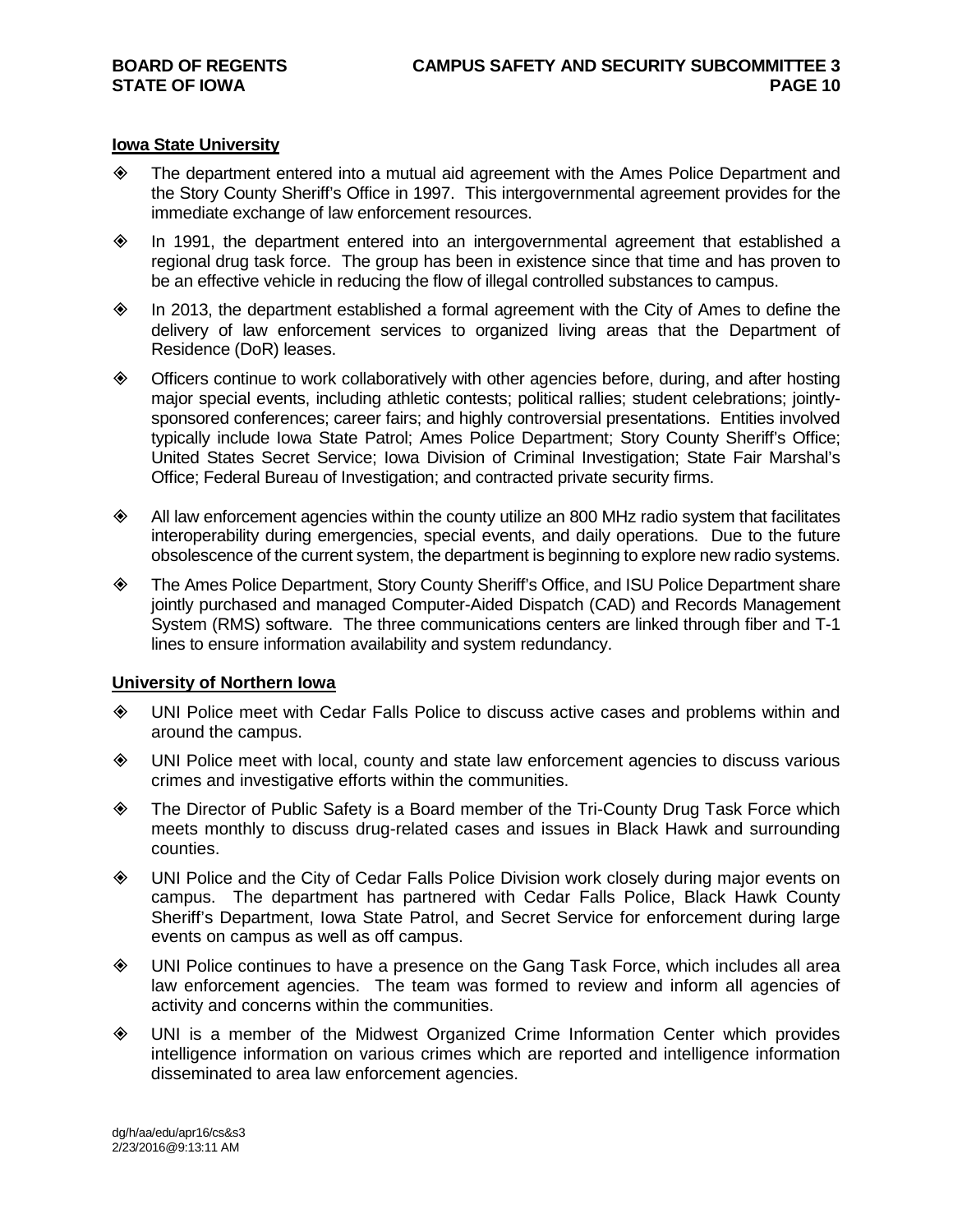**Iowa State University**

- The department entered into a mutual aid agreement with the Ames Police Department and the Story County Sheriff's Office in 1997. This intergovernmental agreement provides for the immediate exchange of law enforcement resources.
- In 1991, the department entered into an intergovernmental agreement that established a regional drug task force. The group has been in existence since that time and has proven to be an effective vehicle in reducing the flow of illegal controlled substances to campus.
- In 2013, the department established a formal agreement with the City of Ames to define the delivery of law enforcement services to organized living areas that the Department of Residence (DoR) leases.
- Officers continue to work collaboratively with other agencies before, during, and after hosting major special events, including athletic contests; political rallies; student celebrations; jointly-sponsored conferences; career fairs; and highly controversial presentations. Entities involved typically include Iowa State Patrol; Ames Police Department; Story County Sheriff's Office; United States Secret Service; Iowa Division of Criminal Investigation; State Fair Marshal's Office; Federal Bureau of Investigation; and contracted private security firms.
- All law enforcement agencies within the county utilize an 800 MHz radio system that facilitates interoperability during emergencies, special events, and daily operations. Due to the future obsolescence of the current system, the department is beginning to explore new radio systems.
- The Ames Police Department, Story County Sheriff's Office, and ISU Police Department share jointly purchased and managed Computer-Aided Dispatch (CAD) and Records Management System (RMS) software. The three communications centers are linked through fiber and T-1 lines to ensure information availability and system redundancy.

**University of Northern Iowa**

- UNI Police meet with Cedar Falls Police to discuss active cases and problems within and around the campus.
- UNI Police meet with local, county and state law enforcement agencies to discuss various crimes and investigative efforts within the communities.
- The Director of Public Safety is a Board member of the Tri-County Drug Task Force which meets monthly to discuss drug-related cases and issues in Black Hawk and surrounding counties.
- UNI Police and the City of Cedar Falls Police Division work closely during major events on campus. The department has partnered with Cedar Falls Police, Black Hawk County Sheriff's Department, Iowa State Patrol, and Secret Service for enforcement during large events on campus as well as off campus.
- UNI Police continues to have a presence on the Gang Task Force, which includes all area law enforcement agencies. The team was formed to review and inform all agencies of activity and concerns within the communities.
- UNI is a member of the Midwest Organized Crime Information Center which provides intelligence information on various crimes which are reported and intelligence information disseminated to area law enforcement agencies.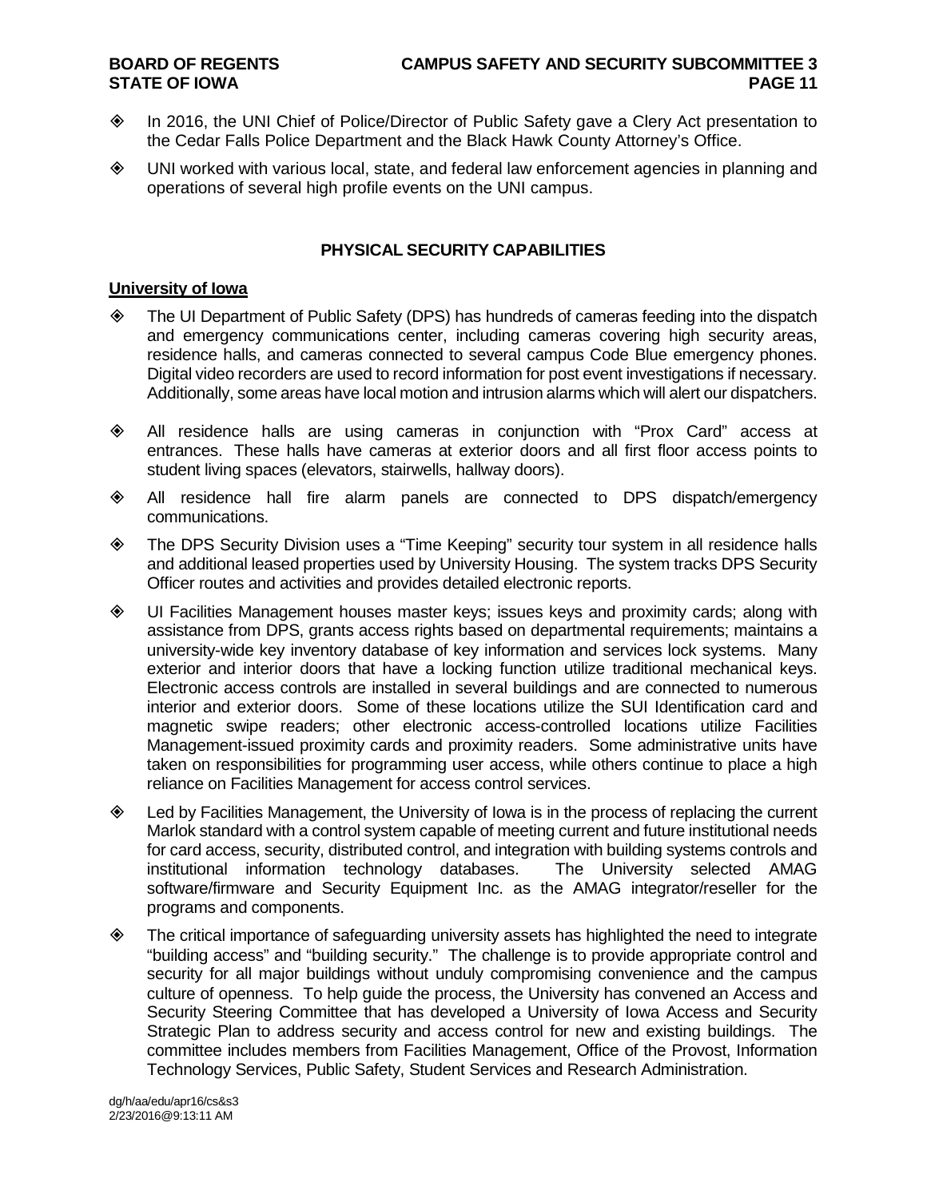- In 2016, the UNI Chief of Police/Director of Public Safety gave a Clery Act presentation to the Cedar Falls Police Department and the Black Hawk County Attorney's Office.
- UNI worked with various local, state, and federal law enforcement agencies in planning and operations of several high profile events on the UNI campus.

## PHYSICAL SECURITY CAPABILITIES

**University of Iowa**

- The UI Department of Public Safety (DPS) has hundreds of cameras feeding into the dispatch and emergency communications center, including cameras covering high security areas, residence halls, and cameras connected to several campus Code Blue emergency phones. Digital video recorders are used to record information for post event investigations if necessary. Additionally, some areas have local motion and intrusion alarms which will alert our dispatchers.
- All residence halls are using cameras in conjunction with "Prox Card" access at entrances. These halls have cameras at exterior doors and all first floor access points to student living spaces (elevators, stairwells, hallway doors).
- All residence hall fire alarm panels are connected to DPS dispatch/emergency communications.
- The DPS Security Division uses a "Time Keeping" security tour system in all residence halls and additional leased properties used by University Housing. The system tracks DPS Security Officer routes and activities and provides detailed electronic reports.
- UI Facilities Management houses master keys; issues keys and proximity cards; along with assistance from DPS, grants access rights based on departmental requirements; maintains a university-wide key inventory database of key information and services lock systems. Many exterior and interior doors that have a locking function utilize traditional mechanical keys. Electronic access controls are installed in several buildings and are connected to numerous interior and exterior doors. Some of these locations utilize the SUI Identification card and magnetic swipe readers; other electronic access-controlled locations utilize Facilities Management-issued proximity cards and proximity readers. Some administrative units have taken on responsibilities for programming user access, while others continue to place a high reliance on Facilities Management for access control services.
- Led by Facilities Management, the University of Iowa is in the process of replacing the current Marlok standard with a control system capable of meeting current and future institutional needs for card access, security, distributed control, and integration with building systems controls and institutional information technology databases. The University selected AMAG software/firmware and Security Equipment Inc. as the AMAG integrator/reseller for the programs and components.
- The critical importance of safeguarding university assets has highlighted the need to integrate "building access" and "building security." The challenge is to provide appropriate control and security for all major buildings without unduly compromising convenience and the campus culture of openness. To help guide the process, the University has convened an Access and Security Steering Committee that has developed a University of Iowa Access and Security Strategic Plan to address security and access control for new and existing buildings. The committee includes members from Facilities Management, Office of the Provost, Information Technology Services, Public Safety, Student Services and Research Administration.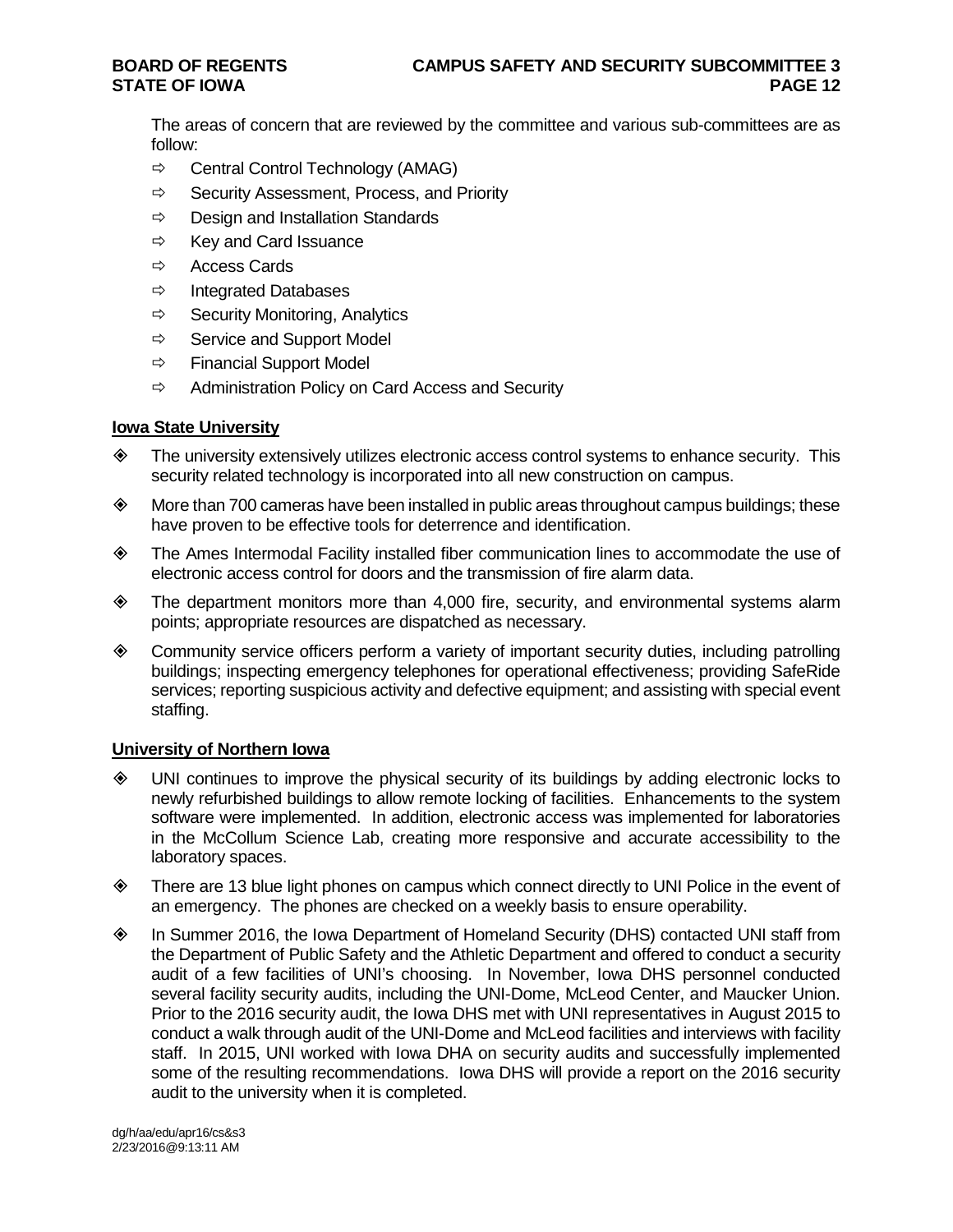The areas of concern that are reviewed by the committee and various sub-committees are as follow:

- ⇨ Central Control Technology (AMAG)
- ⇨ Security Assessment, Process, and Priority
- ⇨ Design and Installation Standards
- ⇨ Key and Card Issuance
- ⇨ Access Cards
- ⇨ Integrated Databases
- ⇨ Security Monitoring, Analytics
- ⇨ Service and Support Model
- ⇨ Financial Support Model
- ⇨ Administration Policy on Card Access and Security

**Iowa State University**

- ◈ The university extensively utilizes electronic access control systems to enhance security. This security related technology is incorporated into all new construction on campus.
- ◈ More than 700 cameras have been installed in public areas throughout campus buildings; these have proven to be effective tools for deterrence and identification.
- ◈ The Ames Intermodal Facility installed fiber communication lines to accommodate the use of electronic access control for doors and the transmission of fire alarm data.
- ◈ The department monitors more than 4,000 fire, security, and environmental systems alarm points; appropriate resources are dispatched as necessary.
- ◈ Community service officers perform a variety of important security duties, including patrolling buildings; inspecting emergency telephones for operational effectiveness; providing SafeRide services; reporting suspicious activity and defective equipment; and assisting with special event staffing.

**University of Northern Iowa**

- ◈ UNI continues to improve the physical security of its buildings by adding electronic locks to newly refurbished buildings to allow remote locking of facilities. Enhancements to the system software were implemented. In addition, electronic access was implemented for laboratories in the McCollum Science Lab, creating more responsive and accurate accessibility to the laboratory spaces.
- ◈ There are 13 blue light phones on campus which connect directly to UNI Police in the event of an emergency. The phones are checked on a weekly basis to ensure operability.
- ◈ In Summer 2016, the Iowa Department of Homeland Security (DHS) contacted UNI staff from the Department of Public Safety and the Athletic Department and offered to conduct a security audit of a few facilities of UNI's choosing. In November, Iowa DHS personnel conducted several facility security audits, including the UNI-Dome, McLeod Center, and Maucker Union. Prior to the 2016 security audit, the Iowa DHS met with UNI representatives in August 2015 to conduct a walk through audit of the UNI-Dome and McLeod facilities and interviews with facility staff. In 2015, UNI worked with Iowa DHA on security audits and successfully implemented some of the resulting recommendations. Iowa DHS will provide a report on the 2016 security audit to the university when it is completed.

dg/h/aa/edu/apr16/cs&s3
2/23/2016@9:13:11 AM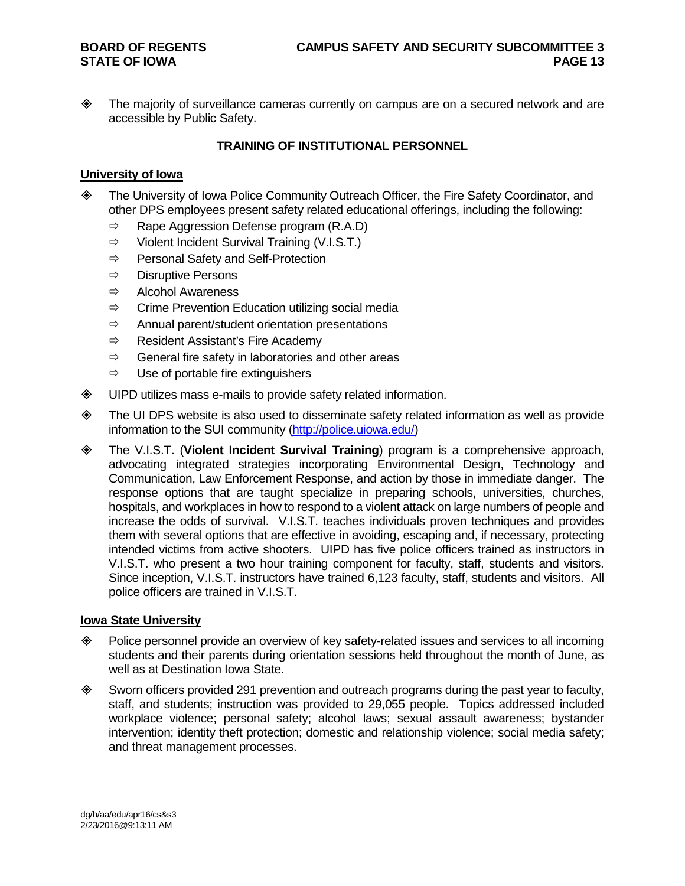- The majority of surveillance cameras currently on campus are on a secured network and are accessible by Public Safety.

## TRAINING OF INSTITUTIONAL PERSONNEL

### University of Iowa

- The University of Iowa Police Community Outreach Officer, the Fire Safety Coordinator, and other DPS employees present safety related educational offerings, including the following:
  - Rape Aggression Defense program (R.A.D)
  - Violent Incident Survival Training (V.I.S.T.)
  - Personal Safety and Self-Protection
  - Disruptive Persons
  - Alcohol Awareness
  - Crime Prevention Education utilizing social media
  - Annual parent/student orientation presentations
  - Resident Assistant's Fire Academy
  - General fire safety in laboratories and other areas
  - Use of portable fire extinguishers
- UIPD utilizes mass e-mails to provide safety related information.
- The UI DPS website is also used to disseminate safety related information as well as provide information to the SUI community (http://police.uiowa.edu/)
- The V.I.S.T. (**Violent Incident Survival Training**) program is a comprehensive approach, advocating integrated strategies incorporating Environmental Design, Technology and Communication, Law Enforcement Response, and action by those in immediate danger. The response options that are taught specialize in preparing schools, universities, churches, hospitals, and workplaces in how to respond to a violent attack on large numbers of people and increase the odds of survival. V.I.S.T. teaches individuals proven techniques and provides them with several options that are effective in avoiding, escaping and, if necessary, protecting intended victims from active shooters. UIPD has five police officers trained as instructors in V.I.S.T. who present a two hour training component for faculty, staff, students and visitors. Since inception, V.I.S.T. instructors have trained 6,123 faculty, staff, students and visitors. All police officers are trained in V.I.S.T.

### Iowa State University

- Police personnel provide an overview of key safety-related issues and services to all incoming students and their parents during orientation sessions held throughout the month of June, as well as at Destination Iowa State.
- Sworn officers provided 291 prevention and outreach programs during the past year to faculty, staff, and students; instruction was provided to 29,055 people. Topics addressed included workplace violence; personal safety; alcohol laws; sexual assault awareness; bystander intervention; identity theft protection; domestic and relationship violence; social media safety; and threat management processes.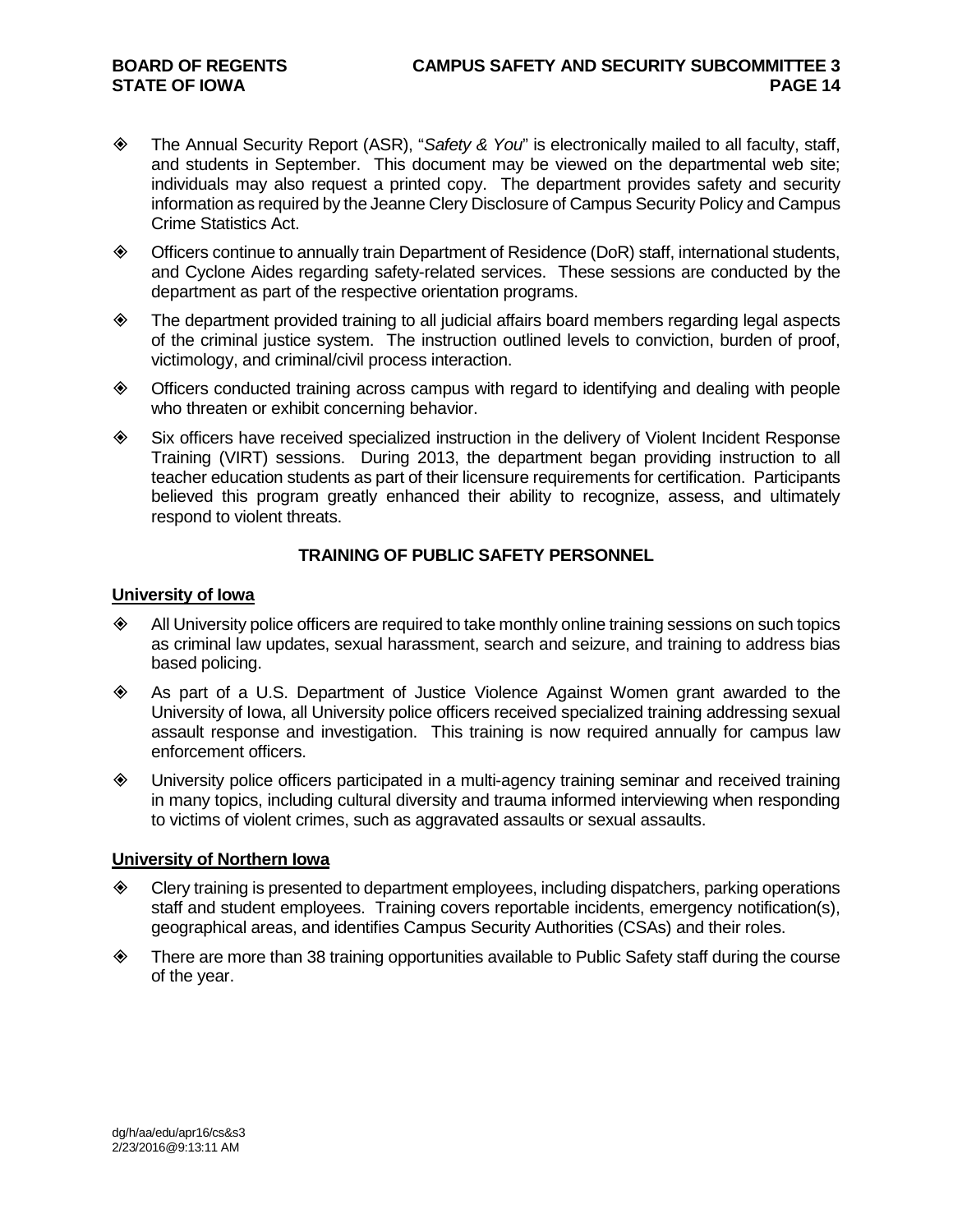- The Annual Security Report (ASR), "*Safety & You*" is electronically mailed to all faculty, staff, and students in September. This document may be viewed on the departmental web site; individuals may also request a printed copy. The department provides safety and security information as required by the Jeanne Clery Disclosure of Campus Security Policy and Campus Crime Statistics Act.
- Officers continue to annually train Department of Residence (DoR) staff, international students, and Cyclone Aides regarding safety-related services. These sessions are conducted by the department as part of the respective orientation programs.
- The department provided training to all judicial affairs board members regarding legal aspects of the criminal justice system. The instruction outlined levels to conviction, burden of proof, victimology, and criminal/civil process interaction.
- Officers conducted training across campus with regard to identifying and dealing with people who threaten or exhibit concerning behavior.
- Six officers have received specialized instruction in the delivery of Violent Incident Response Training (VIRT) sessions. During 2013, the department began providing instruction to all teacher education students as part of their licensure requirements for certification. Participants believed this program greatly enhanced their ability to recognize, assess, and ultimately respond to violent threats.

## TRAINING OF PUBLIC SAFETY PERSONNEL

### University of Iowa

- All University police officers are required to take monthly online training sessions on such topics as criminal law updates, sexual harassment, search and seizure, and training to address bias based policing.
- As part of a U.S. Department of Justice Violence Against Women grant awarded to the University of Iowa, all University police officers received specialized training addressing sexual assault response and investigation. This training is now required annually for campus law enforcement officers.
- University police officers participated in a multi-agency training seminar and received training in many topics, including cultural diversity and trauma informed interviewing when responding to victims of violent crimes, such as aggravated assaults or sexual assaults.

### University of Northern Iowa

- Clery training is presented to department employees, including dispatchers, parking operations staff and student employees. Training covers reportable incidents, emergency notification(s), geographical areas, and identifies Campus Security Authorities (CSAs) and their roles.
- There are more than 38 training opportunities available to Public Safety staff during the course of the year.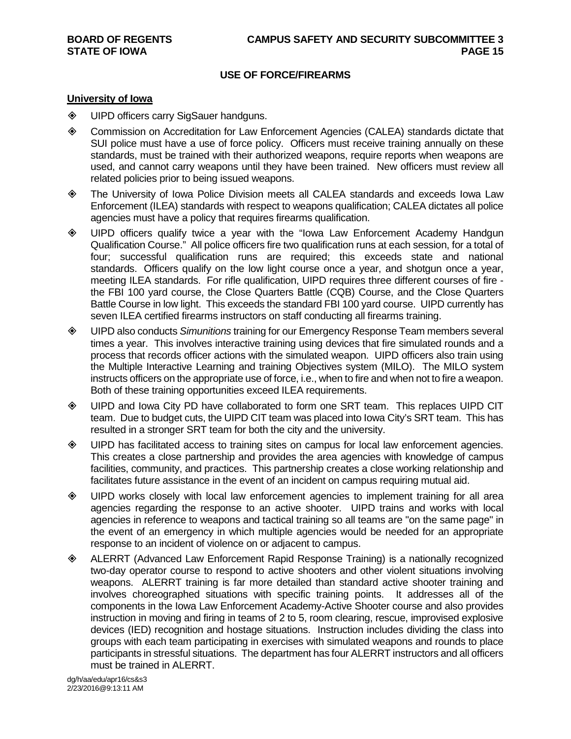## USE OF FORCE/FIREARMS

**University of Iowa**

- UIPD officers carry SigSauer handguns.
- Commission on Accreditation for Law Enforcement Agencies (CALEA) standards dictate that SUI police must have a use of force policy. Officers must receive training annually on these standards, must be trained with their authorized weapons, require reports when weapons are used, and cannot carry weapons until they have been trained. New officers must review all related policies prior to being issued weapons.
- The University of Iowa Police Division meets all CALEA standards and exceeds Iowa Law Enforcement (ILEA) standards with respect to weapons qualification; CALEA dictates all police agencies must have a policy that requires firearms qualification.
- UIPD officers qualify twice a year with the "Iowa Law Enforcement Academy Handgun Qualification Course." All police officers fire two qualification runs at each session, for a total of four; successful qualification runs are required; this exceeds state and national standards. Officers qualify on the low light course once a year, and shotgun once a year, meeting ILEA standards. For rifle qualification, UIPD requires three different courses of fire - the FBI 100 yard course, the Close Quarters Battle (CQB) Course, and the Close Quarters Battle Course in low light. This exceeds the standard FBI 100 yard course. UIPD currently has seven ILEA certified firearms instructors on staff conducting all firearms training.
- UIPD also conducts *Simunitions* training for our Emergency Response Team members several times a year. This involves interactive training using devices that fire simulated rounds and a process that records officer actions with the simulated weapon. UIPD officers also train using the Multiple Interactive Learning and training Objectives system (MILO). The MILO system instructs officers on the appropriate use of force, i.e., when to fire and when not to fire a weapon. Both of these training opportunities exceed ILEA requirements.
- UIPD and Iowa City PD have collaborated to form one SRT team. This replaces UIPD CIT team. Due to budget cuts, the UIPD CIT team was placed into Iowa City's SRT team. This has resulted in a stronger SRT team for both the city and the university.
- UIPD has facilitated access to training sites on campus for local law enforcement agencies. This creates a close partnership and provides the area agencies with knowledge of campus facilities, community, and practices. This partnership creates a close working relationship and facilitates future assistance in the event of an incident on campus requiring mutual aid.
- UIPD works closely with local law enforcement agencies to implement training for all area agencies regarding the response to an active shooter. UIPD trains and works with local agencies in reference to weapons and tactical training so all teams are "on the same page" in the event of an emergency in which multiple agencies would be needed for an appropriate response to an incident of violence on or adjacent to campus.
- ALERRT (Advanced Law Enforcement Rapid Response Training) is a nationally recognized two-day operator course to respond to active shooters and other violent situations involving weapons. ALERRT training is far more detailed than standard active shooter training and involves choreographed situations with specific training points. It addresses all of the components in the Iowa Law Enforcement Academy-Active Shooter course and also provides instruction in moving and firing in teams of 2 to 5, room clearing, rescue, improvised explosive devices (IED) recognition and hostage situations. Instruction includes dividing the class into groups with each team participating in exercises with simulated weapons and rounds to place participants in stressful situations. The department has four ALERRT instructors and all officers must be trained in ALERRT.

dg/h/aa/edu/apr16/cs&s3
2/23/2016@9:13:11 AM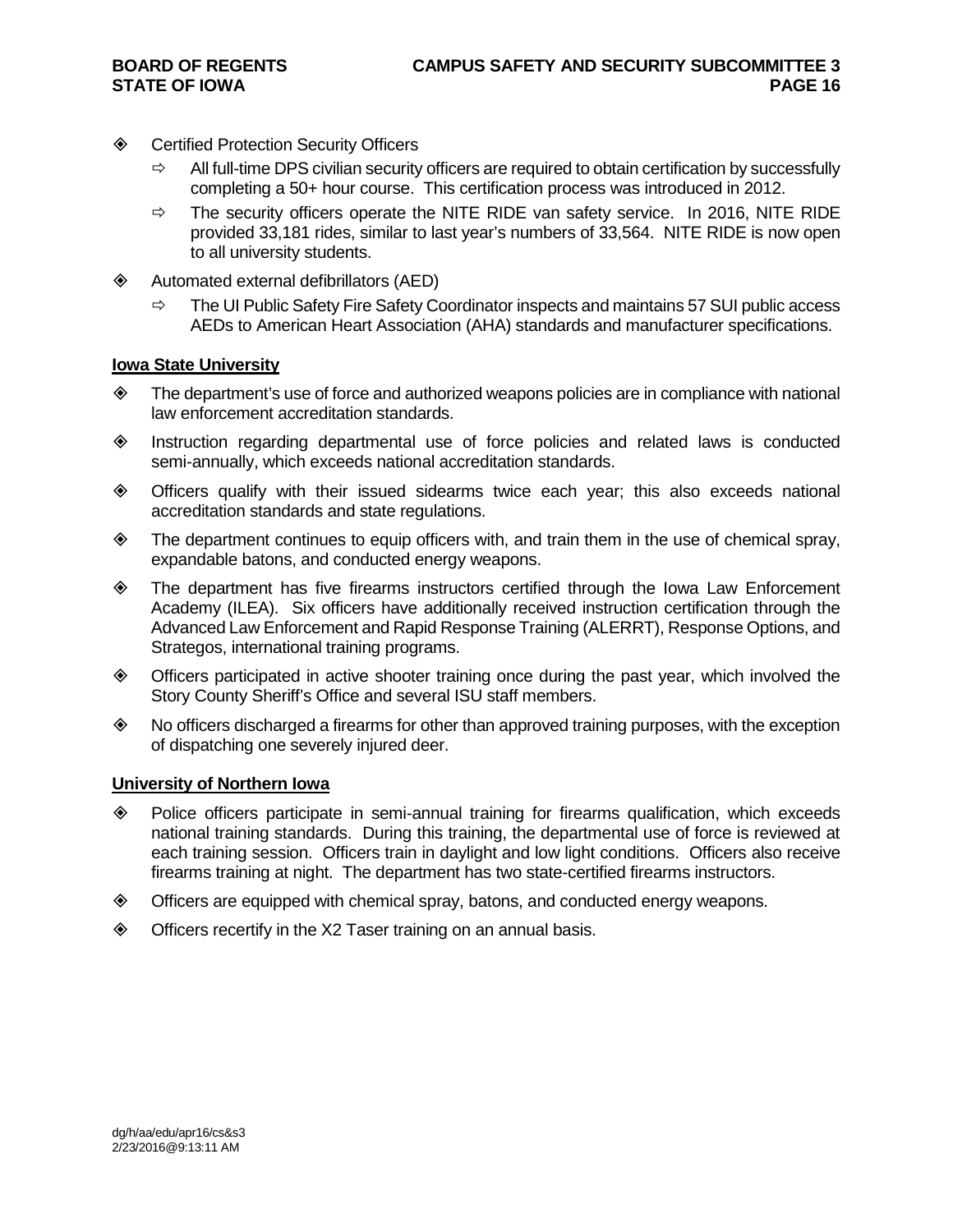- Certified Protection Security Officers
  - All full-time DPS civilian security officers are required to obtain certification by successfully completing a 50+ hour course. This certification process was introduced in 2012.
  - The security officers operate the NITE RIDE van safety service. In 2016, NITE RIDE provided 33,181 rides, similar to last year's numbers of 33,564. NITE RIDE is now open to all university students.
- Automated external defibrillators (AED)
  - The UI Public Safety Fire Safety Coordinator inspects and maintains 57 SUI public access AEDs to American Heart Association (AHA) standards and manufacturer specifications.

**Iowa State University**

- The department's use of force and authorized weapons policies are in compliance with national law enforcement accreditation standards.
- Instruction regarding departmental use of force policies and related laws is conducted semi-annually, which exceeds national accreditation standards.
- Officers qualify with their issued sidearms twice each year; this also exceeds national accreditation standards and state regulations.
- The department continues to equip officers with, and train them in the use of chemical spray, expandable batons, and conducted energy weapons.
- The department has five firearms instructors certified through the Iowa Law Enforcement Academy (ILEA). Six officers have additionally received instruction certification through the Advanced Law Enforcement and Rapid Response Training (ALERRT), Response Options, and Strategos, international training programs.
- Officers participated in active shooter training once during the past year, which involved the Story County Sheriff's Office and several ISU staff members.
- No officers discharged a firearms for other than approved training purposes, with the exception of dispatching one severely injured deer.

**University of Northern Iowa**

- Police officers participate in semi-annual training for firearms qualification, which exceeds national training standards. During this training, the departmental use of force is reviewed at each training session. Officers train in daylight and low light conditions. Officers also receive firearms training at night. The department has two state-certified firearms instructors.
- Officers are equipped with chemical spray, batons, and conducted energy weapons.
- Officers recertify in the X2 Taser training on an annual basis.

dg/h/aa/edu/apr16/cs&s3
2/23/2016@9:13:11 AM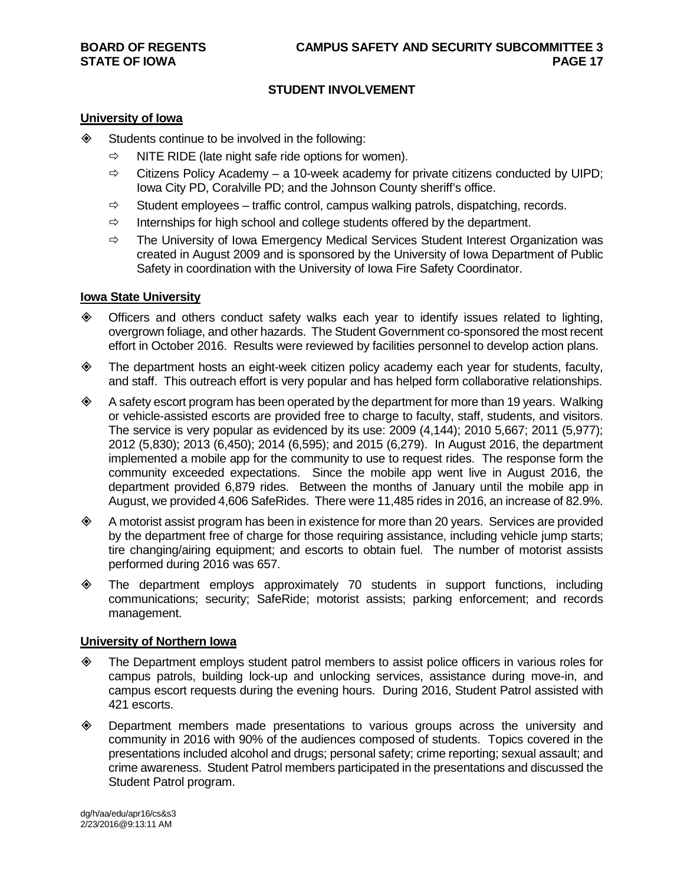## STUDENT INVOLVEMENT

### University of Iowa

- Students continue to be involved in the following:
  - NITE RIDE (late night safe ride options for women).
  - Citizens Policy Academy – a 10-week academy for private citizens conducted by UIPD; Iowa City PD, Coralville PD; and the Johnson County sheriff's office.
  - Student employees – traffic control, campus walking patrols, dispatching, records.
  - Internships for high school and college students offered by the department.
  - The University of Iowa Emergency Medical Services Student Interest Organization was created in August 2009 and is sponsored by the University of Iowa Department of Public Safety in coordination with the University of Iowa Fire Safety Coordinator.

### Iowa State University

- Officers and others conduct safety walks each year to identify issues related to lighting, overgrown foliage, and other hazards. The Student Government co-sponsored the most recent effort in October 2016. Results were reviewed by facilities personnel to develop action plans.
- The department hosts an eight-week citizen policy academy each year for students, faculty, and staff. This outreach effort is very popular and has helped form collaborative relationships.
- A safety escort program has been operated by the department for more than 19 years. Walking or vehicle-assisted escorts are provided free to charge to faculty, staff, students, and visitors. The service is very popular as evidenced by its use: 2009 (4,144); 2010 5,667; 2011 (5,977); 2012 (5,830); 2013 (6,450); 2014 (6,595); and 2015 (6,279). In August 2016, the department implemented a mobile app for the community to use to request rides. The response form the community exceeded expectations. Since the mobile app went live in August 2016, the department provided 6,879 rides. Between the months of January until the mobile app in August, we provided 4,606 SafeRides. There were 11,485 rides in 2016, an increase of 82.9%.
- A motorist assist program has been in existence for more than 20 years. Services are provided by the department free of charge for those requiring assistance, including vehicle jump starts; tire changing/airing equipment; and escorts to obtain fuel. The number of motorist assists performed during 2016 was 657.
- The department employs approximately 70 students in support functions, including communications; security; SafeRide; motorist assists; parking enforcement; and records management.

### University of Northern Iowa

- The Department employs student patrol members to assist police officers in various roles for campus patrols, building lock-up and unlocking services, assistance during move-in, and campus escort requests during the evening hours. During 2016, Student Patrol assisted with 421 escorts.
- Department members made presentations to various groups across the university and community in 2016 with 90% of the audiences composed of students. Topics covered in the presentations included alcohol and drugs; personal safety; crime reporting; sexual assault; and crime awareness. Student Patrol members participated in the presentations and discussed the Student Patrol program.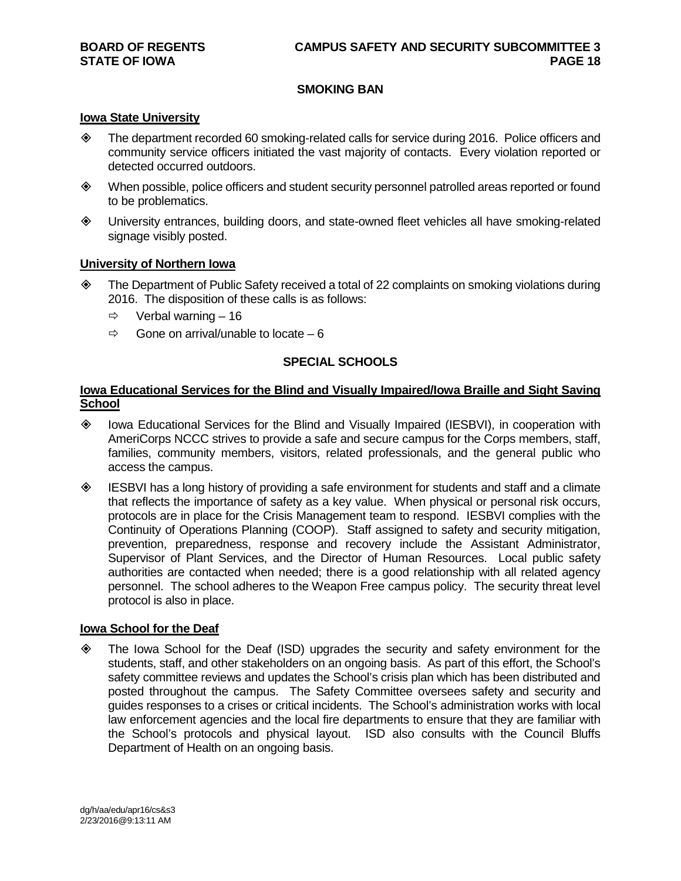## SMOKING BAN

### Iowa State University

- The department recorded 60 smoking-related calls for service during 2016. Police officers and community service officers initiated the vast majority of contacts. Every violation reported or detected occurred outdoors.
- When possible, police officers and student security personnel patrolled areas reported or found to be problematics.
- University entrances, building doors, and state-owned fleet vehicles all have smoking-related signage visibly posted.

### University of Northern Iowa

- The Department of Public Safety received a total of 22 complaints on smoking violations during 2016. The disposition of these calls is as follows:
  - Verbal warning – 16
  - Gone on arrival/unable to locate – 6

## SPECIAL SCHOOLS

### Iowa Educational Services for the Blind and Visually Impaired/Iowa Braille and Sight Saving School

- Iowa Educational Services for the Blind and Visually Impaired (IESBVI), in cooperation with AmeriCorps NCCC strives to provide a safe and secure campus for the Corps members, staff, families, community members, visitors, related professionals, and the general public who access the campus.
- IESBVI has a long history of providing a safe environment for students and staff and a climate that reflects the importance of safety as a key value. When physical or personal risk occurs, protocols are in place for the Crisis Management team to respond. IESBVI complies with the Continuity of Operations Planning (COOP). Staff assigned to safety and security mitigation, prevention, preparedness, response and recovery include the Assistant Administrator, Supervisor of Plant Services, and the Director of Human Resources. Local public safety authorities are contacted when needed; there is a good relationship with all related agency personnel. The school adheres to the Weapon Free campus policy. The security threat level protocol is also in place.

### Iowa School for the Deaf

- The Iowa School for the Deaf (ISD) upgrades the security and safety environment for the students, staff, and other stakeholders on an ongoing basis. As part of this effort, the School's safety committee reviews and updates the School's crisis plan which has been distributed and posted throughout the campus. The Safety Committee oversees safety and security and guides responses to a crises or critical incidents. The School's administration works with local law enforcement agencies and the local fire departments to ensure that they are familiar with the School's protocols and physical layout. ISD also consults with the Council Bluffs Department of Health on an ongoing basis.

dg/h/aa/edu/apr16/cs&s3
2/23/2016@9:13:11 AM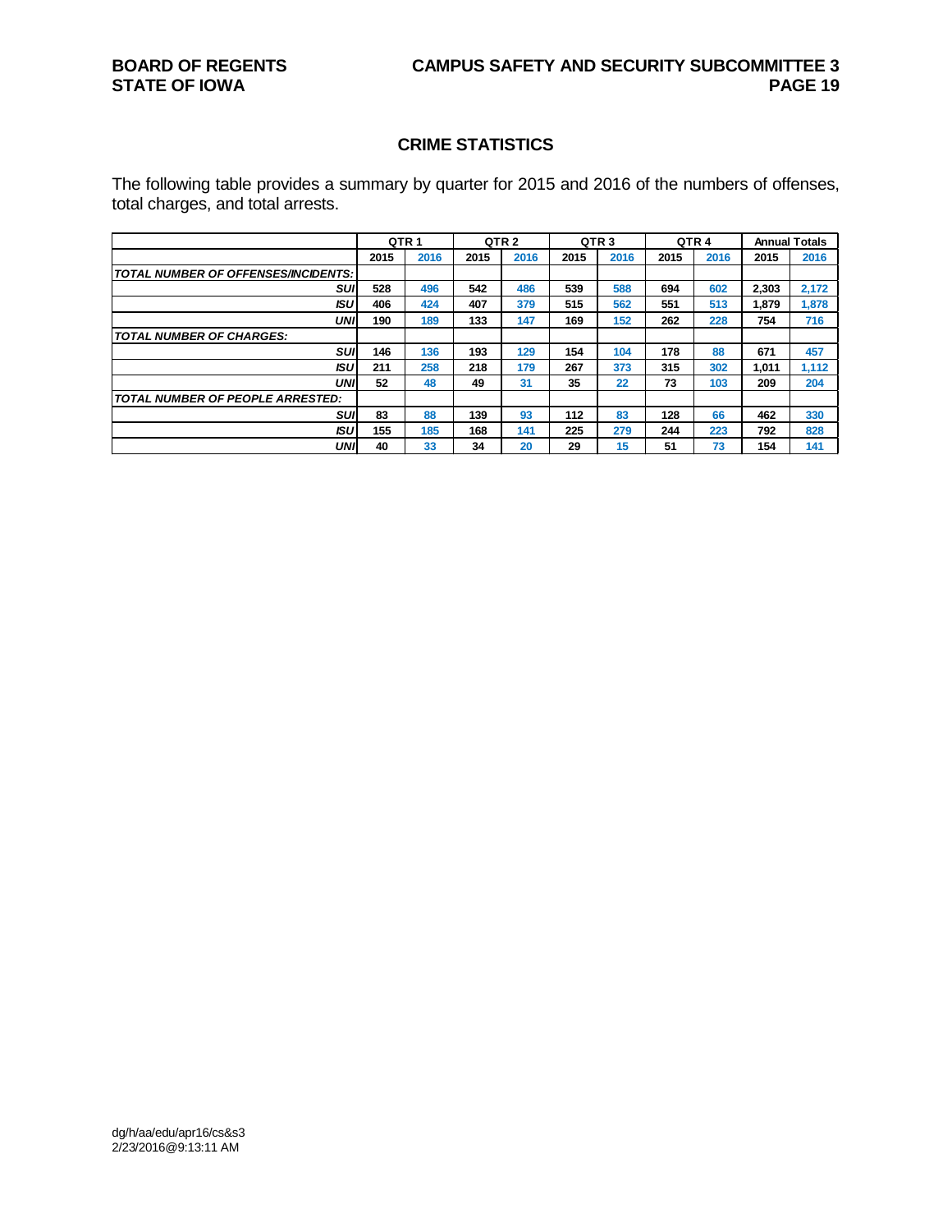## CRIME STATISTICS

The following table provides a summary by quarter for 2015 and 2016 of the numbers of offenses, total charges, and total arrests.

| | QTR 1 | | QTR 2 | | QTR 3 | | QTR 4 | | Annual Totals | |
|---|---|---|---|---|---|---|---|---|---|---|
| | 2015 | 2016 | 2015 | 2016 | 2015 | 2016 | 2015 | 2016 | 2015 | 2016 |
| ***TOTAL NUMBER OF OFFENSES/INCIDENTS:*** | | | | | | | | | | |
| ***SUI*** | 528 | 496 | 542 | 486 | 539 | 588 | 694 | 602 | 2,303 | 2,172 |
| ***ISU*** | 406 | 424 | 407 | 379 | 515 | 562 | 551 | 513 | 1,879 | 1,878 |
| ***UNI*** | 190 | 189 | 133 | 147 | 169 | 152 | 262 | 228 | 754 | 716 |
| ***TOTAL NUMBER OF CHARGES:*** | | | | | | | | | | |
| ***SUI*** | 146 | 136 | 193 | 129 | 154 | 104 | 178 | 88 | 671 | 457 |
| ***ISU*** | 211 | 258 | 218 | 179 | 267 | 373 | 315 | 302 | 1,011 | 1,112 |
| ***UNI*** | 52 | 48 | 49 | 31 | 35 | 22 | 73 | 103 | 209 | 204 |
| ***TOTAL NUMBER OF PEOPLE ARRESTED:*** | | | | | | | | | | |
| ***SUI*** | 83 | 88 | 139 | 93 | 112 | 83 | 128 | 66 | 462 | 330 |
| ***ISU*** | 155 | 185 | 168 | 141 | 225 | 279 | 244 | 223 | 792 | 828 |
| ***UNI*** | 40 | 33 | 34 | 20 | 29 | 15 | 51 | 73 | 154 | 141 |

dg/h/aa/edu/apr16/cs&s3
2/23/2016@9:13:11 AM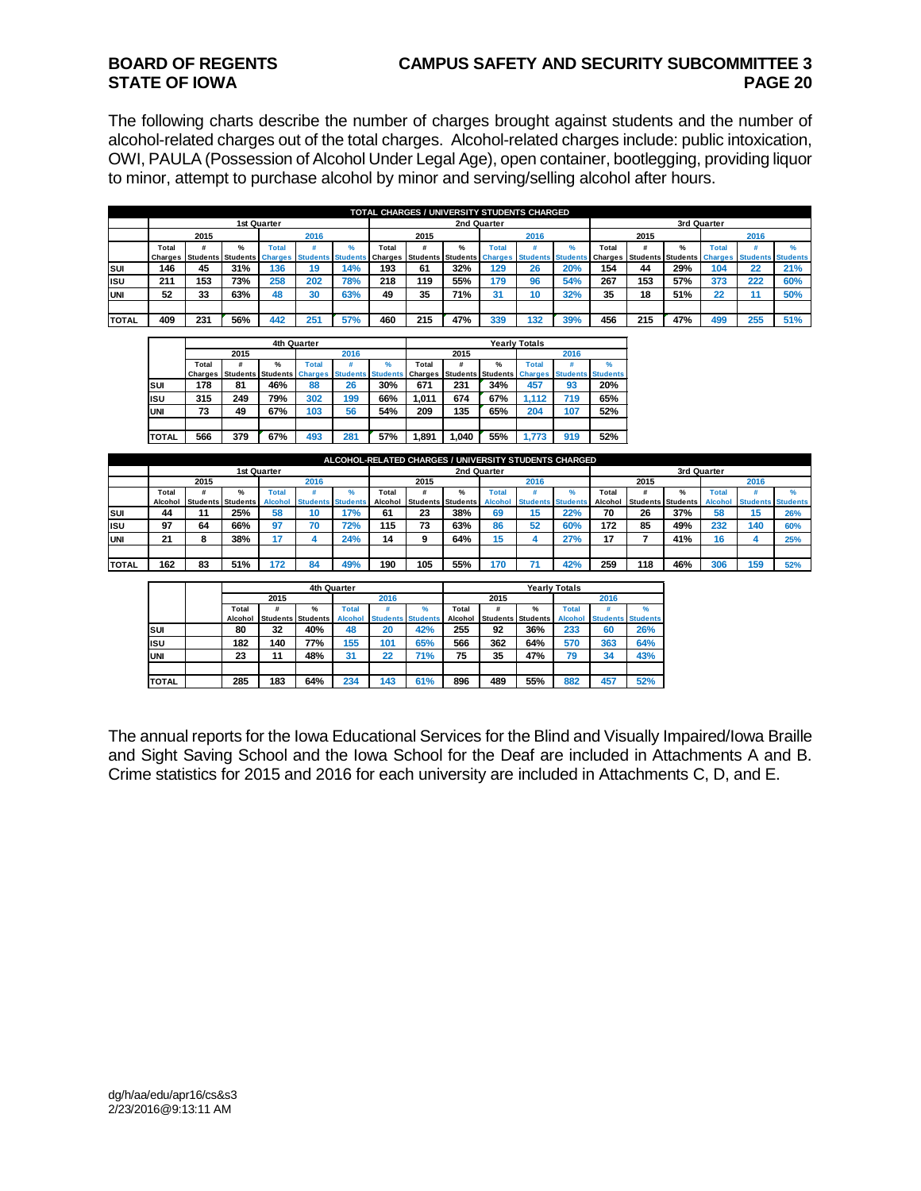The following charts describe the number of charges brought against students and the number of alcohol-related charges out of the total charges. Alcohol-related charges include: public intoxication, OWI, PAULA (Possession of Alcohol Under Legal Age), open container, bootlegging, providing liquor to minor, attempt to purchase alcohol by minor and serving/selling alcohol after hours.

**TOTAL CHARGES / UNIVERSITY STUDENTS CHARGED**

| | 1st Quarter | | | | | | 2nd Quarter | | | | | | 3rd Quarter | | | | | |
|---|---|---|---|---|---|---|---|---|---|---|---|---|---|---|---|---|---|---|
| | 2015 | | | 2016 | | | 2015 | | | 2016 | | | 2015 | | | 2016 | | |
| | Total Charges | # Students | % Students | Total Charges | # Students | % Students | Total Charges | # Students | % Students | Total Charges | # Students | % Students | Total Charges | # Students | % Students | Total Charges | # Students | % Students |
| SUI | 146 | 45 | 31% | 136 | 19 | 14% | 193 | 61 | 32% | 129 | 26 | 20% | 154 | 44 | 29% | 104 | 22 | 21% |
| ISU | 211 | 153 | 73% | 258 | 202 | 78% | 218 | 119 | 55% | 179 | 96 | 54% | 267 | 153 | 57% | 373 | 222 | 60% |
| UNI | 52 | 33 | 63% | 48 | 30 | 63% | 49 | 35 | 71% | 31 | 10 | 32% | 35 | 18 | 51% | 22 | 11 | 50% |
| TOTAL | 409 | 231 | 56% | 442 | 251 | 57% | 460 | 215 | 47% | 339 | 132 | 39% | 456 | 215 | 47% | 499 | 255 | 51% |

| | 4th Quarter | | | | | | Yearly Totals | | | | | |
|---|---|---|---|---|---|---|---|---|---|---|---|---|
| | 2015 | | | 2016 | | | 2015 | | | 2016 | | |
| | Total Charges | # Students | % Students | Total Charges | # Students | % Students | Total Charges | # Students | % Students | Total Charges | # Students | % Students |
| SUI | 178 | 81 | 46% | 88 | 26 | 30% | 671 | 231 | 34% | 457 | 93 | 20% |
| ISU | 315 | 249 | 79% | 302 | 199 | 66% | 1,011 | 674 | 67% | 1,112 | 719 | 65% |
| UNI | 73 | 49 | 67% | 103 | 56 | 54% | 209 | 135 | 65% | 204 | 107 | 52% |
| TOTAL | 566 | 379 | 67% | 493 | 281 | 57% | 1,891 | 1,040 | 55% | 1,773 | 919 | 52% |

**ALCOHOL-RELATED CHARGES / UNIVERSITY STUDENTS CHARGED**

| | 1st Quarter | | | | | | 2nd Quarter | | | | | | 3rd Quarter | | | | | |
|---|---|---|---|---|---|---|---|---|---|---|---|---|---|---|---|---|---|---|
| | 2015 | | | 2016 | | | 2015 | | | 2016 | | | 2015 | | | 2016 | | |
| | Total Alcohol | # Students | % Students | Total Alcohol | # Students | % Students | Total Alcohol | # Students | % Students | Total Alcohol | # Students | % Students | Total Alcohol | # Students | % Students | Total Alcohol | # Students | % Students |
| SUI | 44 | 11 | 25% | 58 | 10 | 17% | 61 | 23 | 38% | 69 | 15 | 22% | 70 | 26 | 37% | 58 | 15 | 26% |
| ISU | 97 | 64 | 66% | 97 | 70 | 72% | 115 | 73 | 63% | 86 | 52 | 60% | 172 | 85 | 49% | 232 | 140 | 60% |
| UNI | 21 | 8 | 38% | 17 | 4 | 24% | 14 | 9 | 64% | 15 | 4 | 27% | 17 | 7 | 41% | 16 | 4 | 25% |
| TOTAL | 162 | 83 | 51% | 172 | 84 | 49% | 190 | 105 | 55% | 170 | 71 | 42% | 259 | 118 | 46% | 306 | 159 | 52% |

| | 4th Quarter | | | | | | Yearly Totals | | | | | |
|---|---|---|---|---|---|---|---|---|---|---|---|---|
| | 2015 | | | 2016 | | | 2015 | | | 2016 | | |
| | Total Alcohol | # Students | % Students | Total Alcohol | # Students | % Students | Total Alcohol | # Students | % Students | Total Alcohol | # Students | % Students |
| SUI | 80 | 32 | 40% | 48 | 20 | 42% | 255 | 92 | 36% | 233 | 60 | 26% |
| ISU | 182 | 140 | 77% | 155 | 101 | 65% | 566 | 362 | 64% | 570 | 363 | 64% |
| UNI | 23 | 11 | 48% | 31 | 22 | 71% | 75 | 35 | 47% | 79 | 34 | 43% |
| TOTAL | 285 | 183 | 64% | 234 | 143 | 61% | 896 | 489 | 55% | 882 | 457 | 52% |

The annual reports for the Iowa Educational Services for the Blind and Visually Impaired/Iowa Braille and Sight Saving School and the Iowa School for the Deaf are included in Attachments A and B. Crime statistics for 2015 and 2016 for each university are included in Attachments C, D, and E.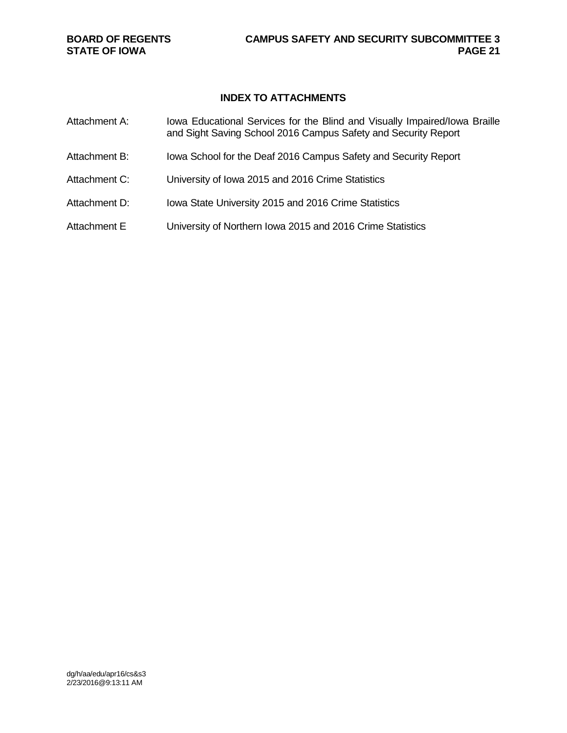## INDEX TO ATTACHMENTS

Attachment A: Iowa Educational Services for the Blind and Visually Impaired/Iowa Braille and Sight Saving School 2016 Campus Safety and Security Report

Attachment B: Iowa School for the Deaf 2016 Campus Safety and Security Report

Attachment C: University of Iowa 2015 and 2016 Crime Statistics

Attachment D: Iowa State University 2015 and 2016 Crime Statistics

Attachment E University of Northern Iowa 2015 and 2016 Crime Statistics

dg/h/aa/edu/apr16/cs&s3
2/23/2016@9:13:11 AM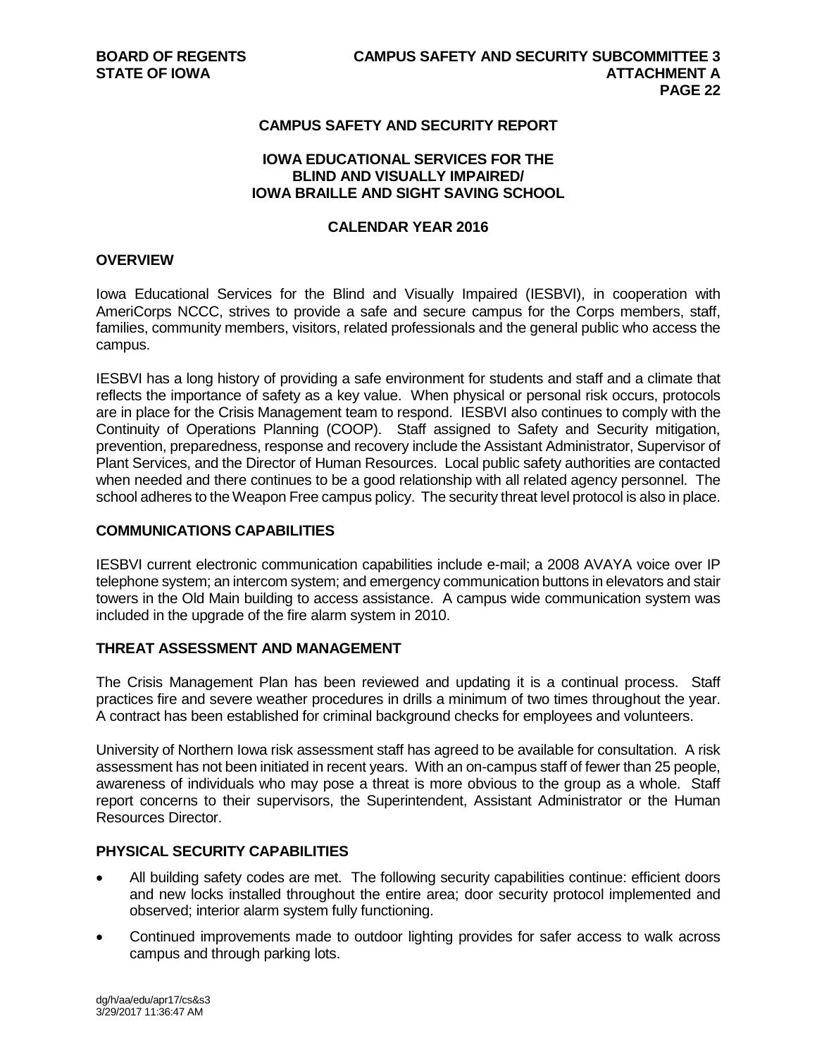# CAMPUS SAFETY AND SECURITY REPORT

## IOWA EDUCATIONAL SERVICES FOR THE BLIND AND VISUALLY IMPAIRED/ IOWA BRAILLE AND SIGHT SAVING SCHOOL

## CALENDAR YEAR 2016

### OVERVIEW

Iowa Educational Services for the Blind and Visually Impaired (IESBVI), in cooperation with AmeriCorps NCCC, strives to provide a safe and secure campus for the Corps members, staff, families, community members, visitors, related professionals and the general public who access the campus.

IESBVI has a long history of providing a safe environment for students and staff and a climate that reflects the importance of safety as a key value. When physical or personal risk occurs, protocols are in place for the Crisis Management team to respond. IESBVI also continues to comply with the Continuity of Operations Planning (COOP). Staff assigned to Safety and Security mitigation, prevention, preparedness, response and recovery include the Assistant Administrator, Supervisor of Plant Services, and the Director of Human Resources. Local public safety authorities are contacted when needed and there continues to be a good relationship with all related agency personnel. The school adheres to the Weapon Free campus policy. The security threat level protocol is also in place.

### COMMUNICATIONS CAPABILITIES

IESBVI current electronic communication capabilities include e-mail; a 2008 AVAYA voice over IP telephone system; an intercom system; and emergency communication buttons in elevators and stair towers in the Old Main building to access assistance. A campus wide communication system was included in the upgrade of the fire alarm system in 2010.

### THREAT ASSESSMENT AND MANAGEMENT

The Crisis Management Plan has been reviewed and updating it is a continual process. Staff practices fire and severe weather procedures in drills a minimum of two times throughout the year. A contract has been established for criminal background checks for employees and volunteers.

University of Northern Iowa risk assessment staff has agreed to be available for consultation. A risk assessment has not been initiated in recent years. With an on-campus staff of fewer than 25 people, awareness of individuals who may pose a threat is more obvious to the group as a whole. Staff report concerns to their supervisors, the Superintendent, Assistant Administrator or the Human Resources Director.

### PHYSICAL SECURITY CAPABILITIES

- All building safety codes are met. The following security capabilities continue: efficient doors and new locks installed throughout the entire area; door security protocol implemented and observed; interior alarm system fully functioning.
- Continued improvements made to outdoor lighting provides for safer access to walk across campus and through parking lots.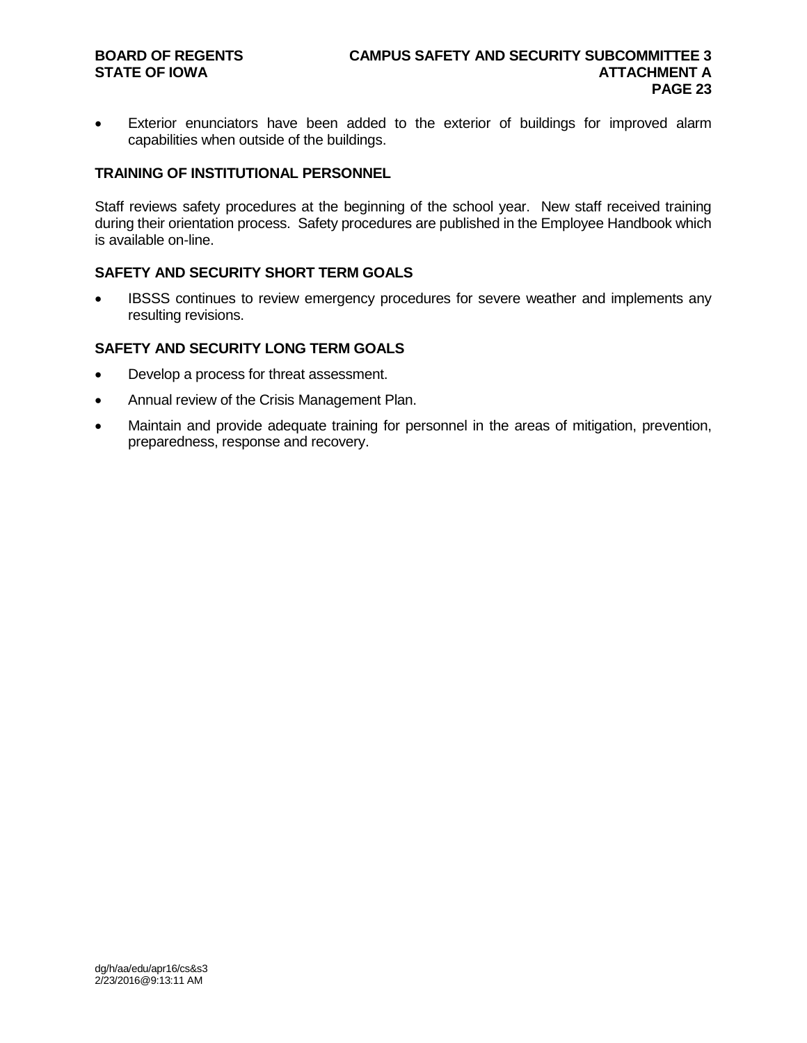- Exterior enunciators have been added to the exterior of buildings for improved alarm capabilities when outside of the buildings.

## TRAINING OF INSTITUTIONAL PERSONNEL

Staff reviews safety procedures at the beginning of the school year. New staff received training during their orientation process. Safety procedures are published in the Employee Handbook which is available on-line.

## SAFETY AND SECURITY SHORT TERM GOALS

- IBSSS continues to review emergency procedures for severe weather and implements any resulting revisions.

## SAFETY AND SECURITY LONG TERM GOALS

- Develop a process for threat assessment.
- Annual review of the Crisis Management Plan.
- Maintain and provide adequate training for personnel in the areas of mitigation, prevention, preparedness, response and recovery.

dg/h/aa/edu/apr16/cs&s3
2/23/2016@9:13:11 AM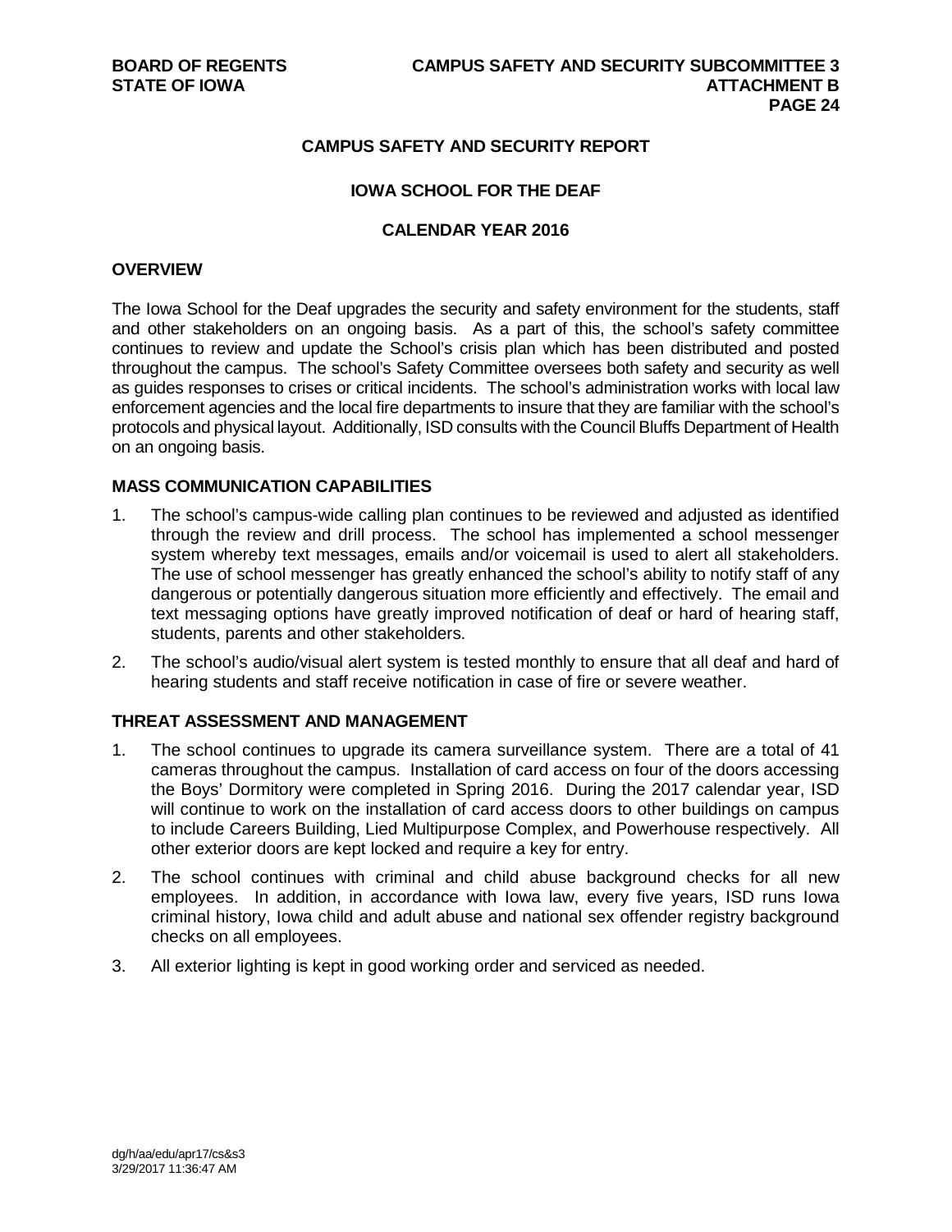# CAMPUS SAFETY AND SECURITY REPORT

## IOWA SCHOOL FOR THE DEAF

## CALENDAR YEAR 2016

### OVERVIEW

The Iowa School for the Deaf upgrades the security and safety environment for the students, staff and other stakeholders on an ongoing basis. As a part of this, the school's safety committee continues to review and update the School's crisis plan which has been distributed and posted throughout the campus. The school's Safety Committee oversees both safety and security as well as guides responses to crises or critical incidents. The school's administration works with local law enforcement agencies and the local fire departments to insure that they are familiar with the school's protocols and physical layout. Additionally, ISD consults with the Council Bluffs Department of Health on an ongoing basis.

### MASS COMMUNICATION CAPABILITIES

1. The school's campus-wide calling plan continues to be reviewed and adjusted as identified through the review and drill process. The school has implemented a school messenger system whereby text messages, emails and/or voicemail is used to alert all stakeholders. The use of school messenger has greatly enhanced the school's ability to notify staff of any dangerous or potentially dangerous situation more efficiently and effectively. The email and text messaging options have greatly improved notification of deaf or hard of hearing staff, students, parents and other stakeholders.
2. The school's audio/visual alert system is tested monthly to ensure that all deaf and hard of hearing students and staff receive notification in case of fire or severe weather.

### THREAT ASSESSMENT AND MANAGEMENT

1. The school continues to upgrade its camera surveillance system. There are a total of 41 cameras throughout the campus. Installation of card access on four of the doors accessing the Boys' Dormitory were completed in Spring 2016. During the 2017 calendar year, ISD will continue to work on the installation of card access doors to other buildings on campus to include Careers Building, Lied Multipurpose Complex, and Powerhouse respectively. All other exterior doors are kept locked and require a key for entry.
2. The school continues with criminal and child abuse background checks for all new employees. In addition, in accordance with Iowa law, every five years, ISD runs Iowa criminal history, Iowa child and adult abuse and national sex offender registry background checks on all employees.
3. All exterior lighting is kept in good working order and serviced as needed.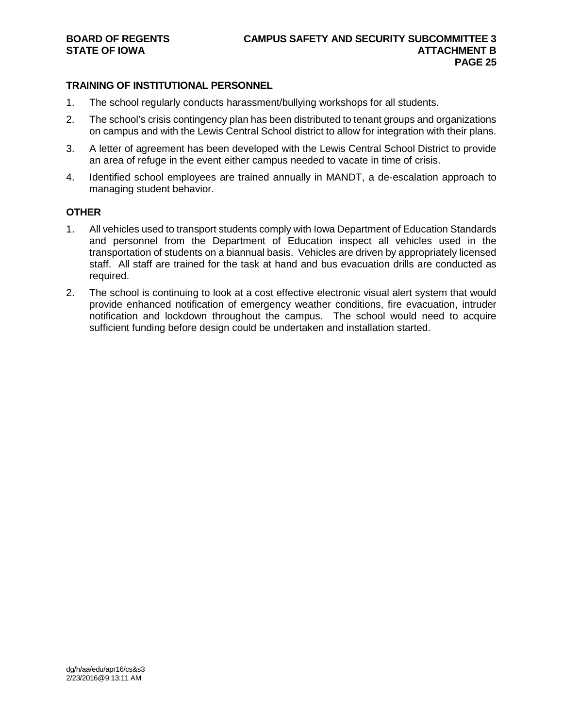### TRAINING OF INSTITUTIONAL PERSONNEL

1. The school regularly conducts harassment/bullying workshops for all students.
2. The school's crisis contingency plan has been distributed to tenant groups and organizations on campus and with the Lewis Central School district to allow for integration with their plans.
3. A letter of agreement has been developed with the Lewis Central School District to provide an area of refuge in the event either campus needed to vacate in time of crisis.
4. Identified school employees are trained annually in MANDT, a de-escalation approach to managing student behavior.

### OTHER

1. All vehicles used to transport students comply with Iowa Department of Education Standards and personnel from the Department of Education inspect all vehicles used in the transportation of students on a biannual basis. Vehicles are driven by appropriately licensed staff. All staff are trained for the task at hand and bus evacuation drills are conducted as required.
2. The school is continuing to look at a cost effective electronic visual alert system that would provide enhanced notification of emergency weather conditions, fire evacuation, intruder notification and lockdown throughout the campus. The school would need to acquire sufficient funding before design could be undertaken and installation started.

dg/h/aa/edu/apr16/cs&s3
2/23/2016@9:13:11 AM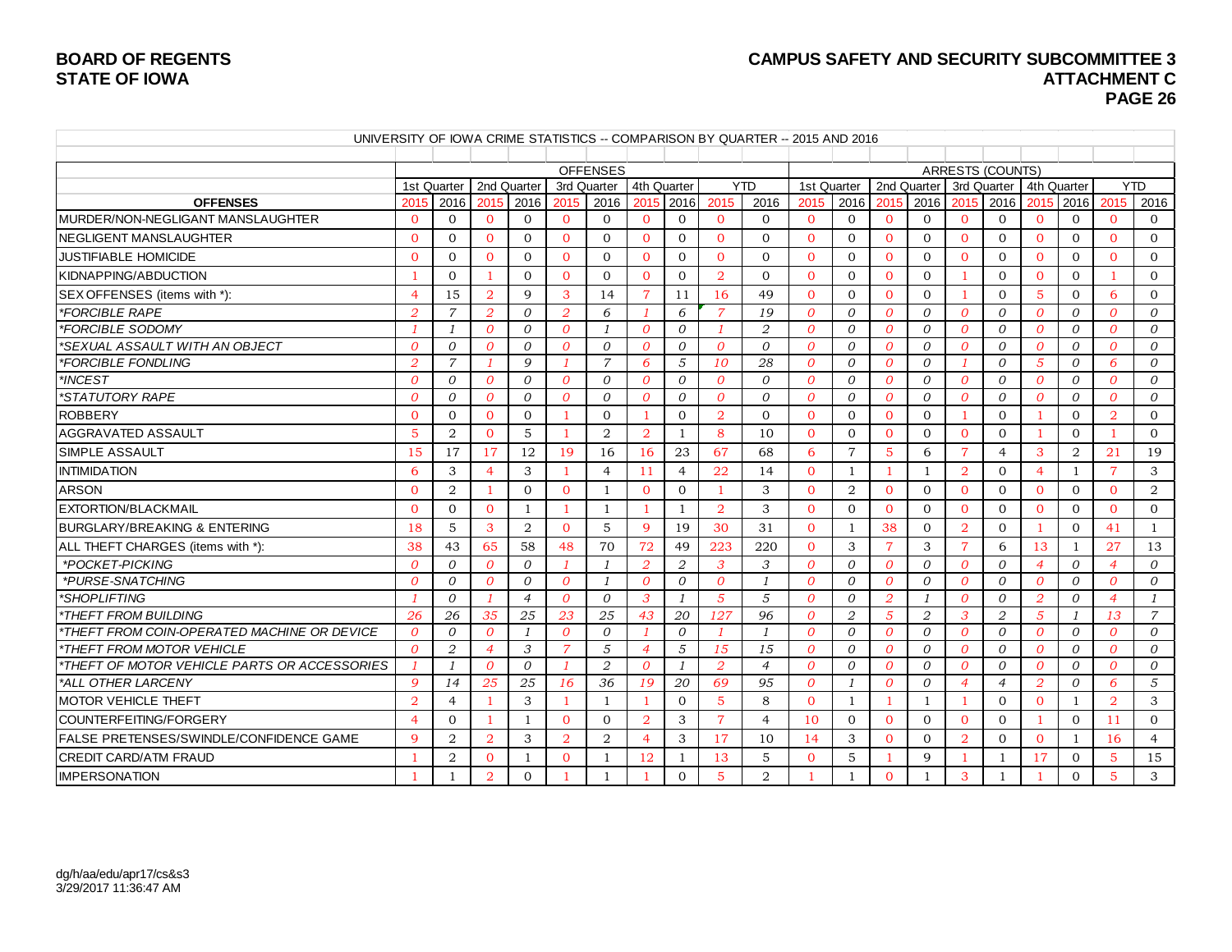**BOARD OF REGENTS**
**STATE OF IOWA**

**CAMPUS SAFETY AND SECURITY SUBCOMMITTEE 3**
**ATTACHMENT C**

UNIVERSITY OF IOWA CRIME STATISTICS -- COMPARISON BY QUARTER -- 2015 AND 2016

| | OFFENSES | | | | | | | | | | ARRESTS (COUNTS) | | | | | | | | | |
|---|---|---|---|---|---|---|---|---|---|---|---|---|---|---|---|---|---|---|---|---|
| | 1st Quarter | | 2nd Quarter | | 3rd Quarter | | 4th Quarter | | YTD | | 1st Quarter | | 2nd Quarter | | 3rd Quarter | | 4th Quarter | | YTD | |
| **OFFENSES** | 2015 | 2016 | 2015 | 2016 | 2015 | 2016 | 2015 | 2016 | 2015 | 2016 | 2015 | 2016 | 2015 | 2016 | 2015 | 2016 | 2015 | 2016 | 2015 | 2016 |
| MURDER/NON-NEGLIGANT MANSLAUGHTER | 0 | 0 | 0 | 0 | 0 | 0 | 0 | 0 | 0 | 0 | 0 | 0 | 0 | 0 | 0 | 0 | 0 | 0 | 0 | 0 |
| NEGLIGENT MANSLAUGHTER | 0 | 0 | 0 | 0 | 0 | 0 | 0 | 0 | 0 | 0 | 0 | 0 | 0 | 0 | 0 | 0 | 0 | 0 | 0 | 0 |
| JUSTIFIABLE HOMICIDE | 0 | 0 | 0 | 0 | 0 | 0 | 0 | 0 | 0 | 0 | 0 | 0 | 0 | 0 | 0 | 0 | 0 | 0 | 0 | 0 |
| KIDNAPPING/ABDUCTION | 1 | 0 | 1 | 0 | 0 | 0 | 0 | 0 | 2 | 0 | 0 | 0 | 0 | 0 | 1 | 0 | 0 | 0 | 1 | 0 |
| SEX OFFENSES (items with *): | 4 | 15 | 2 | 9 | 3 | 14 | 7 | 11 | 16 | 49 | 0 | 0 | 0 | 0 | 1 | 0 | 5 | 0 | 6 | 0 |
| *FORCIBLE RAPE* | *2* | *7* | *2* | *0* | *2* | *6* | *1* | *6* | *7* | *19* | *0* | *0* | *0* | *0* | *0* | *0* | *0* | *0* | *0* | *0* |
| *FORCIBLE SODOMY* | *1* | *1* | *0* | *0* | *0* | *1* | *0* | *0* | *1* | *2* | *0* | *0* | *0* | *0* | *0* | *0* | *0* | *0* | *0* | *0* |
| *SEXUAL ASSAULT WITH AN OBJECT* | *0* | *0* | *0* | *0* | *0* | *0* | *0* | *0* | *0* | *0* | *0* | *0* | *0* | *0* | *0* | *0* | *0* | *0* | *0* | *0* |
| *FORCIBLE FONDLING* | *2* | *7* | *1* | *9* | *1* | *7* | *6* | *5* | *10* | *28* | *0* | *0* | *0* | *0* | *1* | *0* | *5* | *0* | *6* | *0* |
| *INCEST* | *0* | *0* | *0* | *0* | *0* | *0* | *0* | *0* | *0* | *0* | *0* | *0* | *0* | *0* | *0* | *0* | *0* | *0* | *0* | *0* |
| *STATUTORY RAPE* | *0* | *0* | *0* | *0* | *0* | *0* | *0* | *0* | *0* | *0* | *0* | *0* | *0* | *0* | *0* | *0* | *0* | *0* | *0* | *0* |
| ROBBERY | 0 | 0 | 0 | 0 | 1 | 0 | 1 | 0 | 2 | 0 | 0 | 0 | 0 | 0 | 1 | 0 | 1 | 0 | 2 | 0 |
| AGGRAVATED ASSAULT | 5 | 2 | 0 | 5 | 1 | 2 | 2 | 1 | 8 | 10 | 0 | 0 | 0 | 0 | 0 | 0 | 1 | 0 | 1 | 0 |
| SIMPLE ASSAULT | 15 | 17 | 17 | 12 | 19 | 16 | 16 | 23 | 67 | 68 | 6 | 7 | 5 | 6 | 7 | 4 | 3 | 2 | 21 | 19 |
| INTIMIDATION | 6 | 3 | 4 | 3 | 1 | 4 | 11 | 4 | 22 | 14 | 0 | 1 | 1 | 1 | 2 | 0 | 4 | 1 | 7 | 3 |
| ARSON | 0 | 2 | 1 | 0 | 0 | 1 | 0 | 0 | 1 | 3 | 0 | 2 | 0 | 0 | 0 | 0 | 0 | 0 | 0 | 2 |
| EXTORTION/BLACKMAIL | 0 | 0 | 0 | 1 | 1 | 1 | 1 | 1 | 2 | 3 | 0 | 0 | 0 | 0 | 0 | 0 | 0 | 0 | 0 | 0 |
| BURGLARY/BREAKING & ENTERING | 18 | 5 | 3 | 2 | 0 | 5 | 9 | 19 | 30 | 31 | 0 | 1 | 38 | 0 | 2 | 0 | 1 | 0 | 41 | 1 |
| ALL THEFT CHARGES (items with *): | 38 | 43 | 65 | 58 | 48 | 70 | 72 | 49 | 223 | 220 | 0 | 3 | 7 | 3 | 7 | 6 | 13 | 1 | 27 | 13 |
| *POCKET-PICKING* | *0* | *0* | *0* | *0* | *1* | *1* | *2* | *2* | *3* | *3* | *0* | *0* | *0* | *0* | *0* | *0* | *4* | *0* | *4* | *0* |
| *PURSE-SNATCHING* | *0* | *0* | *0* | *0* | *0* | *1* | *0* | *0* | *0* | *1* | *0* | *0* | *0* | *0* | *0* | *0* | *0* | *0* | *0* | *0* |
| *SHOPLIFTING* | *1* | *0* | *1* | *4* | *0* | *0* | *3* | *1* | *5* | *5* | *0* | *0* | *2* | *1* | *0* | *0* | *2* | *0* | *4* | *1* |
| *THEFT FROM BUILDING* | *26* | *26* | *35* | *25* | *23* | *25* | *43* | *20* | *127* | *96* | *0* | *2* | *5* | *2* | *3* | *2* | *5* | *1* | *13* | *7* |
| *THEFT FROM COIN-OPERATED MACHINE OR DEVICE* | *0* | *0* | *0* | *1* | *0* | *0* | *1* | *0* | *1* | *1* | *0* | *0* | *0* | *0* | *0* | *0* | *0* | *0* | *0* | *0* |
| *THEFT FROM MOTOR VEHICLE* | *0* | *2* | *4* | *3* | *7* | *5* | *4* | *5* | *15* | *15* | *0* | *0* | *0* | *0* | *0* | *0* | *0* | *0* | *0* | *0* |
| *THEFT OF MOTOR VEHICLE PARTS OR ACCESSORIES* | *1* | *1* | *0* | *0* | *1* | *2* | *0* | *1* | *2* | *4* | *0* | *0* | *0* | *0* | *0* | *0* | *0* | *0* | *0* | *0* |
| *ALL OTHER LARCENY* | *9* | *14* | *25* | *25* | *16* | *36* | *19* | *20* | *69* | *95* | *0* | *1* | *0* | *0* | *4* | *4* | *2* | *0* | *6* | *5* |
| MOTOR VEHICLE THEFT | 2 | 4 | 1 | 3 | 1 | 1 | 1 | 0 | 5 | 8 | 0 | 1 | 1 | 1 | 1 | 0 | 0 | 1 | 2 | 3 |
| COUNTERFEITING/FORGERY | 4 | 0 | 1 | 1 | 0 | 0 | 2 | 3 | 7 | 4 | 10 | 0 | 0 | 0 | 0 | 0 | 1 | 0 | 11 | 0 |
| FALSE PRETENSES/SWINDLE/CONFIDENCE GAME | 9 | 2 | 2 | 3 | 2 | 2 | 4 | 3 | 17 | 10 | 14 | 3 | 0 | 0 | 2 | 0 | 0 | 1 | 16 | 4 |
| CREDIT CARD/ATM FRAUD | 1 | 2 | 0 | 1 | 0 | 1 | 12 | 1 | 13 | 5 | 0 | 5 | 1 | 9 | 1 | 1 | 17 | 0 | 5 | 15 |
| IMPERSONATION | 1 | 1 | 2 | 0 | 1 | 1 | 1 | 0 | 5 | 2 | 1 | 1 | 0 | 1 | 3 | 1 | 1 | 0 | 5 | 3 |

dg/h/aa/edu/apr17/cs&s3
3/29/2017 11:36:47 AM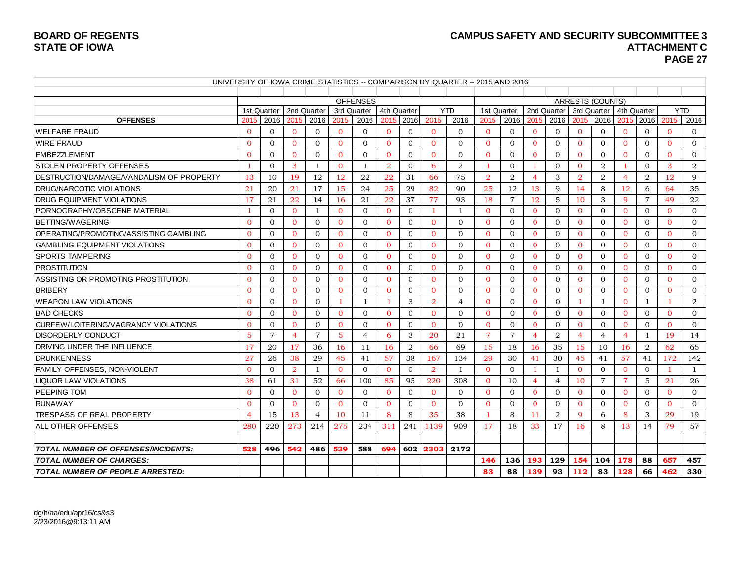**BOARD OF REGENTS**
**STATE OF IOWA**

**CAMPUS SAFETY AND SECURITY SUBCOMMITTEE 3**
**ATTACHMENT C**

UNIVERSITY OF IOWA CRIME STATISTICS -- COMPARISON BY QUARTER -- 2015 AND 2016

| | OFFENSES | | | | | | | | | | ARRESTS (COUNTS) | | | | | | | | | |
|---|---|---|---|---|---|---|---|---|---|---|---|---|---|---|---|---|---|---|---|---|
| | 1st Quarter | | 2nd Quarter | | 3rd Quarter | | 4th Quarter | | YTD | | 1st Quarter | | 2nd Quarter | | 3rd Quarter | | 4th Quarter | | YTD | |
| **OFFENSES** | 2015 | 2016 | 2015 | 2016 | 2015 | 2016 | 2015 | 2016 | 2015 | 2016 | 2015 | 2016 | 2015 | 2016 | 2015 | 2016 | 2015 | 2016 | 2015 | 2016 |
| WELFARE FRAUD | 0 | 0 | 0 | 0 | 0 | 0 | 0 | 0 | 0 | 0 | 0 | 0 | 0 | 0 | 0 | 0 | 0 | 0 | 0 | 0 |
| WIRE FRAUD | 0 | 0 | 0 | 0 | 0 | 0 | 0 | 0 | 0 | 0 | 0 | 0 | 0 | 0 | 0 | 0 | 0 | 0 | 0 | 0 |
| EMBEZZLEMENT | 0 | 0 | 0 | 0 | 0 | 0 | 0 | 0 | 0 | 0 | 0 | 0 | 0 | 0 | 0 | 0 | 0 | 0 | 0 | 0 |
| STOLEN PROPERTY OFFENSES | 1 | 0 | 3 | 1 | 0 | 1 | 2 | 0 | 6 | 2 | 1 | 0 | 1 | 0 | 0 | 2 | 1 | 0 | 3 | 2 |
| DESTRUCTION/DAMAGE/VANDALISM OF PROPERTY | 13 | 10 | 19 | 12 | 12 | 22 | 22 | 31 | 66 | 75 | 2 | 2 | 4 | 3 | 2 | 2 | 4 | 2 | 12 | 9 |
| DRUG/NARCOTIC VIOLATIONS | 21 | 20 | 21 | 17 | 15 | 24 | 25 | 29 | 82 | 90 | 25 | 12 | 13 | 9 | 14 | 8 | 12 | 6 | 64 | 35 |
| DRUG EQUIPMENT VIOLATIONS | 17 | 21 | 22 | 14 | 16 | 21 | 22 | 37 | 77 | 93 | 18 | 7 | 12 | 5 | 10 | 3 | 9 | 7 | 49 | 22 |
| PORNOGRAPHY/OBSCENE MATERIAL | 1 | 0 | 0 | 1 | 0 | 0 | 0 | 0 | 1 | 1 | 0 | 0 | 0 | 0 | 0 | 0 | 0 | 0 | 0 | 0 |
| BETTING/WAGERING | 0 | 0 | 0 | 0 | 0 | 0 | 0 | 0 | 0 | 0 | 0 | 0 | 0 | 0 | 0 | 0 | 0 | 0 | 0 | 0 |
| OPERATING/PROMOTING/ASSISTING GAMBLING | 0 | 0 | 0 | 0 | 0 | 0 | 0 | 0 | 0 | 0 | 0 | 0 | 0 | 0 | 0 | 0 | 0 | 0 | 0 | 0 |
| GAMBLING EQUIPMENT VIOLATIONS | 0 | 0 | 0 | 0 | 0 | 0 | 0 | 0 | 0 | 0 | 0 | 0 | 0 | 0 | 0 | 0 | 0 | 0 | 0 | 0 |
| SPORTS TAMPERING | 0 | 0 | 0 | 0 | 0 | 0 | 0 | 0 | 0 | 0 | 0 | 0 | 0 | 0 | 0 | 0 | 0 | 0 | 0 | 0 |
| PROSTITUTION | 0 | 0 | 0 | 0 | 0 | 0 | 0 | 0 | 0 | 0 | 0 | 0 | 0 | 0 | 0 | 0 | 0 | 0 | 0 | 0 |
| ASSISTING OR PROMOTING PROSTITUTION | 0 | 0 | 0 | 0 | 0 | 0 | 0 | 0 | 0 | 0 | 0 | 0 | 0 | 0 | 0 | 0 | 0 | 0 | 0 | 0 |
| BRIBERY | 0 | 0 | 0 | 0 | 0 | 0 | 0 | 0 | 0 | 0 | 0 | 0 | 0 | 0 | 0 | 0 | 0 | 0 | 0 | 0 |
| WEAPON LAW VIOLATIONS | 0 | 0 | 0 | 0 | 1 | 1 | 1 | 3 | 2 | 4 | 0 | 0 | 0 | 0 | 1 | 1 | 0 | 1 | 1 | 2 |
| BAD CHECKS | 0 | 0 | 0 | 0 | 0 | 0 | 0 | 0 | 0 | 0 | 0 | 0 | 0 | 0 | 0 | 0 | 0 | 0 | 0 | 0 |
| CURFEW/LOITERING/VAGRANCY VIOLATIONS | 0 | 0 | 0 | 0 | 0 | 0 | 0 | 0 | 0 | 0 | 0 | 0 | 0 | 0 | 0 | 0 | 0 | 0 | 0 | 0 |
| DISORDERLY CONDUCT | 5 | 7 | 4 | 7 | 5 | 4 | 6 | 3 | 20 | 21 | 7 | 7 | 4 | 2 | 4 | 4 | 4 | 1 | 19 | 14 |
| DRIVING UNDER THE INFLUENCE | 17 | 20 | 17 | 36 | 16 | 11 | 16 | 2 | 66 | 69 | 15 | 18 | 16 | 35 | 15 | 10 | 16 | 2 | 62 | 65 |
| DRUNKENNESS | 27 | 26 | 38 | 29 | 45 | 41 | 57 | 38 | 167 | 134 | 29 | 30 | 41 | 30 | 45 | 41 | 57 | 41 | 172 | 142 |
| FAMILY OFFENSES, NON-VIOLENT | 0 | 0 | 2 | 1 | 0 | 0 | 0 | 0 | 2 | 1 | 0 | 0 | 1 | 1 | 0 | 0 | 0 | 0 | 1 | 1 |
| LIQUOR LAW VIOLATIONS | 38 | 61 | 31 | 52 | 66 | 100 | 85 | 95 | 220 | 308 | 0 | 10 | 4 | 4 | 10 | 7 | 7 | 5 | 21 | 26 |
| PEEPING TOM | 0 | 0 | 0 | 0 | 0 | 0 | 0 | 0 | 0 | 0 | 0 | 0 | 0 | 0 | 0 | 0 | 0 | 0 | 0 | 0 |
| RUNAWAY | 0 | 0 | 0 | 0 | 0 | 0 | 0 | 0 | 0 | 0 | 0 | 0 | 0 | 0 | 0 | 0 | 0 | 0 | 0 | 0 |
| TRESPASS OF REAL PROPERTY | 4 | 15 | 13 | 4 | 10 | 11 | 8 | 8 | 35 | 38 | 1 | 8 | 11 | 2 | 9 | 6 | 8 | 3 | 29 | 19 |
| ALL OTHER OFFENSES | 280 | 220 | 273 | 214 | 275 | 234 | 311 | 241 | 1139 | 909 | 17 | 18 | 33 | 17 | 16 | 8 | 13 | 14 | 79 | 57 |
| | | | | | | | | | | | | | | | | | | | | |
| ***TOTAL NUMBER OF OFFENSES/INCIDENTS:*** | **528** | **496** | **542** | **486** | **539** | **588** | **694** | **602** | **2303** | **2172** | | | | | | | | | | |
| ***TOTAL NUMBER OF CHARGES:*** | | | | | | | | | | | **146** | **136** | **193** | **129** | **154** | **104** | **178** | **88** | **657** | **457** |
| ***TOTAL NUMBER OF PEOPLE ARRESTED:*** | | | | | | | | | | | **83** | **88** | **139** | **93** | **112** | **83** | **128** | **66** | **462** | **330** |

dg/h/aa/edu/apr16/cs&s3
2/23/2016@9:13:11 AM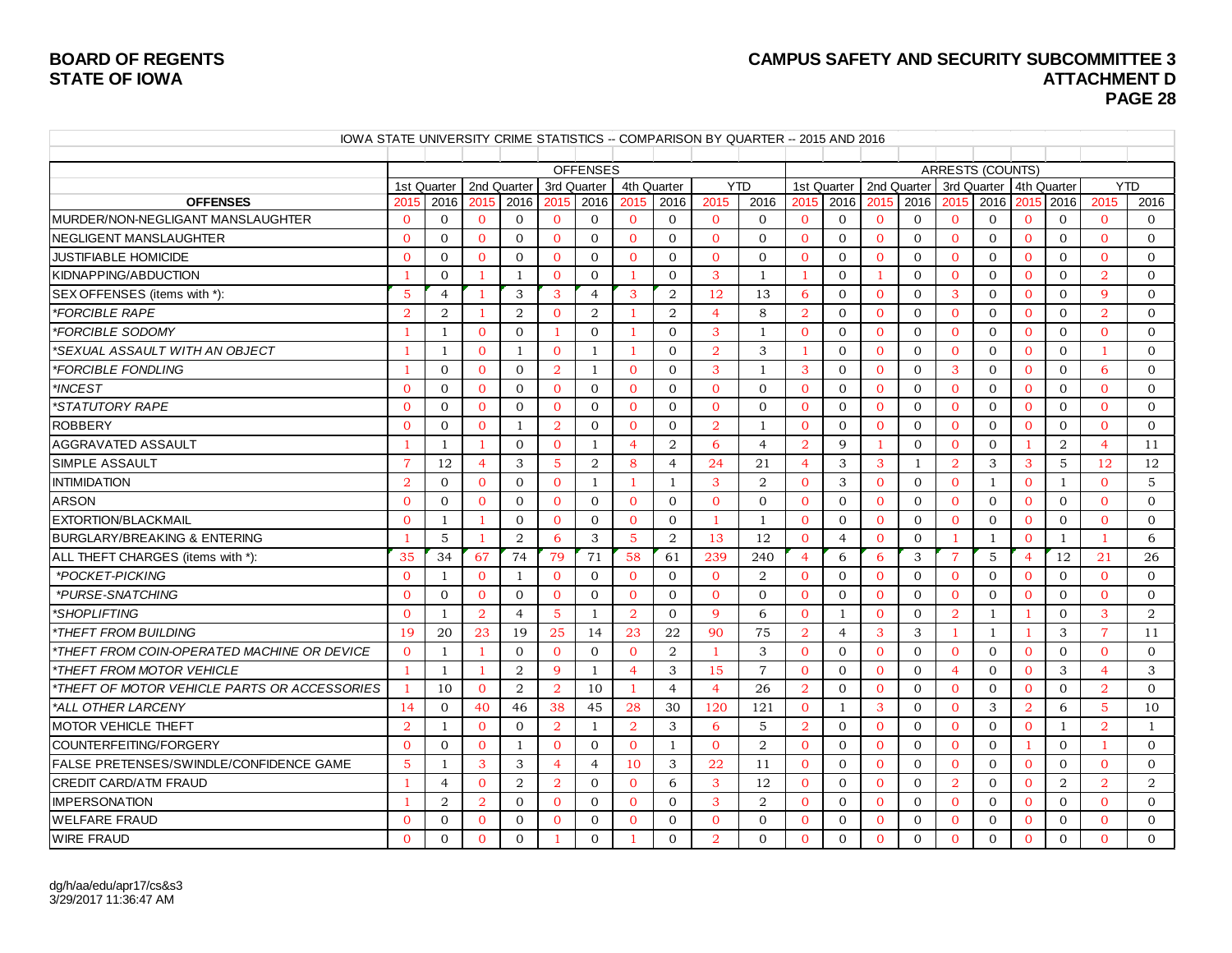**BOARD OF REGENTS**
**STATE OF IOWA**

**CAMPUS SAFETY AND SECURITY SUBCOMMITTEE 3**
**ATTACHMENT D**

IOWA STATE UNIVERSITY CRIME STATISTICS -- COMPARISON BY QUARTER -- 2015 AND 2016

| | OFFENSES | | | | | | | | | | ARRESTS (COUNTS) | | | | | | | | | |
|---|---|---|---|---|---|---|---|---|---|---|---|---|---|---|---|---|---|---|---|---|
| | 1st Quarter | | 2nd Quarter | | 3rd Quarter | | 4th Quarter | | YTD | | 1st Quarter | | 2nd Quarter | | 3rd Quarter | | 4th Quarter | | YTD | |
| **OFFENSES** | 2015 | 2016 | 2015 | 2016 | 2015 | 2016 | 2015 | 2016 | 2015 | 2016 | 2015 | 2016 | 2015 | 2016 | 2015 | 2016 | 2015 | 2016 | 2015 | 2016 |
| MURDER/NON-NEGLIGANT MANSLAUGHTER | 0 | 0 | 0 | 0 | 0 | 0 | 0 | 0 | 0 | 0 | 0 | 0 | 0 | 0 | 0 | 0 | 0 | 0 | 0 | 0 |
| NEGLIGENT MANSLAUGHTER | 0 | 0 | 0 | 0 | 0 | 0 | 0 | 0 | 0 | 0 | 0 | 0 | 0 | 0 | 0 | 0 | 0 | 0 | 0 | 0 |
| JUSTIFIABLE HOMICIDE | 0 | 0 | 0 | 0 | 0 | 0 | 0 | 0 | 0 | 0 | 0 | 0 | 0 | 0 | 0 | 0 | 0 | 0 | 0 | 0 |
| KIDNAPPING/ABDUCTION | 1 | 0 | 1 | 1 | 0 | 0 | 1 | 0 | 3 | 1 | 1 | 0 | 1 | 0 | 0 | 0 | 0 | 0 | 2 | 0 |
| SEX OFFENSES (items with *): | 5 | 4 | 1 | 3 | 3 | 4 | 3 | 2 | 12 | 13 | 6 | 0 | 0 | 0 | 3 | 0 | 0 | 0 | 9 | 0 |
| *FORCIBLE RAPE* | 2 | 2 | 1 | 2 | 0 | 2 | 1 | 2 | 4 | 8 | 2 | 0 | 0 | 0 | 0 | 0 | 0 | 0 | 2 | 0 |
| *FORCIBLE SODOMY* | 1 | 1 | 0 | 0 | 1 | 0 | 1 | 0 | 3 | 1 | 0 | 0 | 0 | 0 | 0 | 0 | 0 | 0 | 0 | 0 |
| *SEXUAL ASSAULT WITH AN OBJECT* | 1 | 1 | 0 | 1 | 0 | 1 | 1 | 0 | 2 | 3 | 1 | 0 | 0 | 0 | 0 | 0 | 0 | 0 | 1 | 0 |
| *FORCIBLE FONDLING* | 1 | 0 | 0 | 0 | 2 | 1 | 0 | 0 | 3 | 1 | 3 | 0 | 0 | 0 | 3 | 0 | 0 | 0 | 6 | 0 |
| *INCEST* | 0 | 0 | 0 | 0 | 0 | 0 | 0 | 0 | 0 | 0 | 0 | 0 | 0 | 0 | 0 | 0 | 0 | 0 | 0 | 0 |
| *STATUTORY RAPE* | 0 | 0 | 0 | 0 | 0 | 0 | 0 | 0 | 0 | 0 | 0 | 0 | 0 | 0 | 0 | 0 | 0 | 0 | 0 | 0 |
| ROBBERY | 0 | 0 | 0 | 1 | 2 | 0 | 0 | 0 | 2 | 1 | 0 | 0 | 0 | 0 | 0 | 0 | 0 | 0 | 0 | 0 |
| AGGRAVATED ASSAULT | 1 | 1 | 1 | 0 | 0 | 1 | 4 | 2 | 6 | 4 | 2 | 9 | 1 | 0 | 0 | 0 | 1 | 2 | 4 | 11 |
| SIMPLE ASSAULT | 7 | 12 | 4 | 3 | 5 | 2 | 8 | 4 | 24 | 21 | 4 | 3 | 3 | 1 | 2 | 3 | 3 | 5 | 12 | 12 |
| INTIMIDATION | 2 | 0 | 0 | 0 | 0 | 1 | 1 | 1 | 3 | 2 | 0 | 3 | 0 | 0 | 0 | 1 | 0 | 1 | 0 | 5 |
| ARSON | 0 | 0 | 0 | 0 | 0 | 0 | 0 | 0 | 0 | 0 | 0 | 0 | 0 | 0 | 0 | 0 | 0 | 0 | 0 | 0 |
| EXTORTION/BLACKMAIL | 0 | 1 | 1 | 0 | 0 | 0 | 0 | 0 | 1 | 1 | 0 | 0 | 0 | 0 | 0 | 0 | 0 | 0 | 0 | 0 |
| BURGLARY/BREAKING & ENTERING | 1 | 5 | 1 | 2 | 6 | 3 | 5 | 2 | 13 | 12 | 0 | 4 | 0 | 0 | 1 | 1 | 0 | 1 | 1 | 6 |
| ALL THEFT CHARGES (items with *): | 35 | 34 | 67 | 74 | 79 | 71 | 58 | 61 | 239 | 240 | 4 | 6 | 6 | 3 | 7 | 5 | 4 | 12 | 21 | 26 |
| *POCKET-PICKING* | 0 | 1 | 0 | 1 | 0 | 0 | 0 | 0 | 0 | 2 | 0 | 0 | 0 | 0 | 0 | 0 | 0 | 0 | 0 | 0 |
| *PURSE-SNATCHING* | 0 | 0 | 0 | 0 | 0 | 0 | 0 | 0 | 0 | 0 | 0 | 0 | 0 | 0 | 0 | 0 | 0 | 0 | 0 | 0 |
| *SHOPLIFTING* | 0 | 1 | 2 | 4 | 5 | 1 | 2 | 0 | 9 | 6 | 0 | 1 | 0 | 0 | 2 | 1 | 1 | 0 | 3 | 2 |
| *THEFT FROM BUILDING* | 19 | 20 | 23 | 19 | 25 | 14 | 23 | 22 | 90 | 75 | 2 | 4 | 3 | 3 | 1 | 1 | 1 | 3 | 7 | 11 |
| *THEFT FROM COIN-OPERATED MACHINE OR DEVICE* | 0 | 1 | 1 | 0 | 0 | 0 | 0 | 2 | 1 | 3 | 0 | 0 | 0 | 0 | 0 | 0 | 0 | 0 | 0 | 0 |
| *THEFT FROM MOTOR VEHICLE* | 1 | 1 | 1 | 2 | 9 | 1 | 4 | 3 | 15 | 7 | 0 | 0 | 0 | 0 | 4 | 0 | 0 | 3 | 4 | 3 |
| *THEFT OF MOTOR VEHICLE PARTS OR ACCESSORIES* | 1 | 10 | 0 | 2 | 2 | 10 | 1 | 4 | 4 | 26 | 2 | 0 | 0 | 0 | 0 | 0 | 0 | 0 | 2 | 0 |
| *ALL OTHER LARCENY* | 14 | 0 | 40 | 46 | 38 | 45 | 28 | 30 | 120 | 121 | 0 | 1 | 3 | 0 | 0 | 3 | 2 | 6 | 5 | 10 |
| MOTOR VEHICLE THEFT | 2 | 1 | 0 | 0 | 2 | 1 | 2 | 3 | 6 | 5 | 2 | 0 | 0 | 0 | 0 | 0 | 0 | 1 | 2 | 1 |
| COUNTERFEITING/FORGERY | 0 | 0 | 0 | 1 | 0 | 0 | 0 | 1 | 0 | 2 | 0 | 0 | 0 | 0 | 0 | 0 | 1 | 0 | 1 | 0 |
| FALSE PRETENSES/SWINDLE/CONFIDENCE GAME | 5 | 1 | 3 | 3 | 4 | 4 | 10 | 3 | 22 | 11 | 0 | 0 | 0 | 0 | 0 | 0 | 0 | 0 | 0 | 0 |
| CREDIT CARD/ATM FRAUD | 1 | 4 | 0 | 2 | 2 | 0 | 0 | 6 | 3 | 12 | 0 | 0 | 0 | 0 | 2 | 0 | 0 | 2 | 2 | 2 |
| IMPERSONATION | 1 | 2 | 2 | 0 | 0 | 0 | 0 | 0 | 3 | 2 | 0 | 0 | 0 | 0 | 0 | 0 | 0 | 0 | 0 | 0 |
| WELFARE FRAUD | 0 | 0 | 0 | 0 | 0 | 0 | 0 | 0 | 0 | 0 | 0 | 0 | 0 | 0 | 0 | 0 | 0 | 0 | 0 | 0 |
| WIRE FRAUD | 0 | 0 | 0 | 0 | 1 | 0 | 1 | 0 | 2 | 0 | 0 | 0 | 0 | 0 | 0 | 0 | 0 | 0 | 0 | 0 |

dg/h/aa/edu/apr17/cs&s3
3/29/2017 11:36:47 AM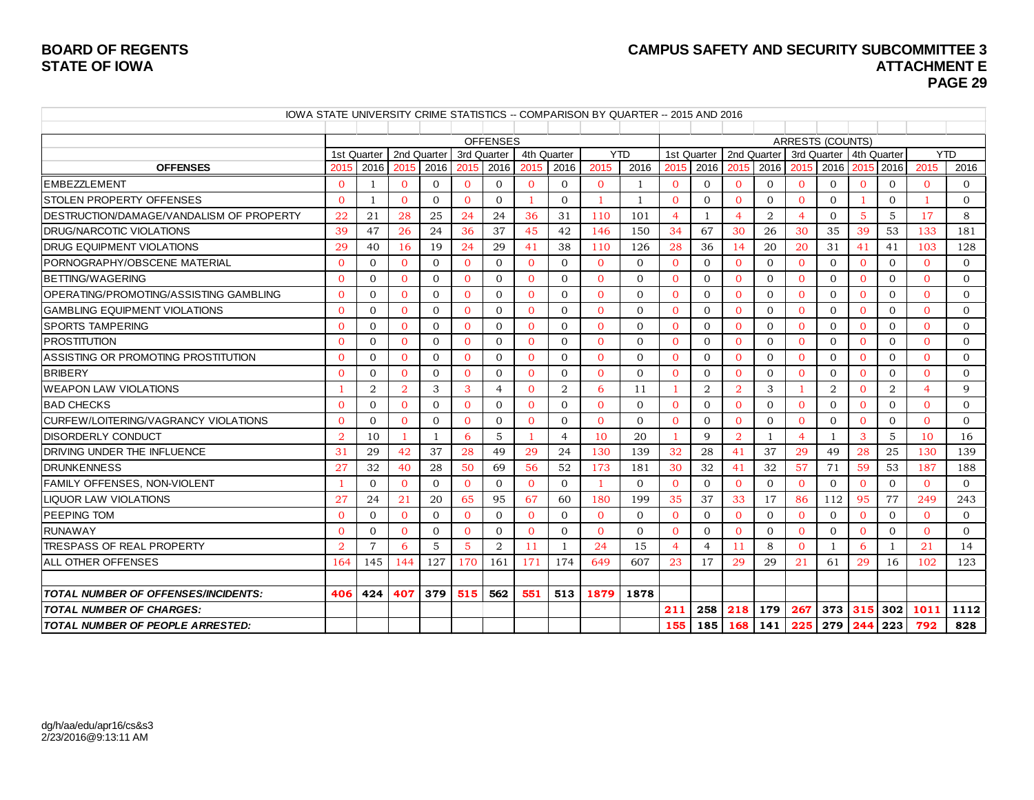**BOARD OF REGENTS**
**STATE OF IOWA**

**CAMPUS SAFETY AND SECURITY SUBCOMMITTEE 3**
**ATTACHMENT E**

IOWA STATE UNIVERSITY CRIME STATISTICS -- COMPARISON BY QUARTER -- 2015 AND 2016

| | OFFENSES | | | | | | | | | | ARRESTS (COUNTS) | | | | | | | | | |
|---|---|---|---|---|---|---|---|---|---|---|---|---|---|---|---|---|---|---|---|---|
| | 1st Quarter | | 2nd Quarter | | 3rd Quarter | | 4th Quarter | | YTD | | 1st Quarter | | 2nd Quarter | | 3rd Quarter | | 4th Quarter | | YTD | |
| **OFFENSES** | 2015 | 2016 | 2015 | 2016 | 2015 | 2016 | 2015 | 2016 | 2015 | 2016 | 2015 | 2016 | 2015 | 2016 | 2015 | 2016 | 2015 | 2016 | 2015 | 2016 |
| EMBEZZLEMENT | 0 | 1 | 0 | 0 | 0 | 0 | 0 | 0 | 0 | 1 | 0 | 0 | 0 | 0 | 0 | 0 | 0 | 0 | 0 | 0 |
| STOLEN PROPERTY OFFENSES | 0 | 1 | 0 | 0 | 0 | 0 | 1 | 0 | 1 | 1 | 0 | 0 | 0 | 0 | 0 | 0 | 1 | 0 | 1 | 0 |
| DESTRUCTION/DAMAGE/VANDALISM OF PROPERTY | 22 | 21 | 28 | 25 | 24 | 24 | 36 | 31 | 110 | 101 | 4 | 1 | 4 | 2 | 4 | 0 | 5 | 5 | 17 | 8 |
| DRUG/NARCOTIC VIOLATIONS | 39 | 47 | 26 | 24 | 36 | 37 | 45 | 42 | 146 | 150 | 34 | 67 | 30 | 26 | 30 | 35 | 39 | 53 | 133 | 181 |
| DRUG EQUIPMENT VIOLATIONS | 29 | 40 | 16 | 19 | 24 | 29 | 41 | 38 | 110 | 126 | 28 | 36 | 14 | 20 | 20 | 31 | 41 | 41 | 103 | 128 |
| PORNOGRAPHY/OBSCENE MATERIAL | 0 | 0 | 0 | 0 | 0 | 0 | 0 | 0 | 0 | 0 | 0 | 0 | 0 | 0 | 0 | 0 | 0 | 0 | 0 | 0 |
| BETTING/WAGERING | 0 | 0 | 0 | 0 | 0 | 0 | 0 | 0 | 0 | 0 | 0 | 0 | 0 | 0 | 0 | 0 | 0 | 0 | 0 | 0 |
| OPERATING/PROMOTING/ASSISTING GAMBLING | 0 | 0 | 0 | 0 | 0 | 0 | 0 | 0 | 0 | 0 | 0 | 0 | 0 | 0 | 0 | 0 | 0 | 0 | 0 | 0 |
| GAMBLING EQUIPMENT VIOLATIONS | 0 | 0 | 0 | 0 | 0 | 0 | 0 | 0 | 0 | 0 | 0 | 0 | 0 | 0 | 0 | 0 | 0 | 0 | 0 | 0 |
| SPORTS TAMPERING | 0 | 0 | 0 | 0 | 0 | 0 | 0 | 0 | 0 | 0 | 0 | 0 | 0 | 0 | 0 | 0 | 0 | 0 | 0 | 0 |
| PROSTITUTION | 0 | 0 | 0 | 0 | 0 | 0 | 0 | 0 | 0 | 0 | 0 | 0 | 0 | 0 | 0 | 0 | 0 | 0 | 0 | 0 |
| ASSISTING OR PROMOTING PROSTITUTION | 0 | 0 | 0 | 0 | 0 | 0 | 0 | 0 | 0 | 0 | 0 | 0 | 0 | 0 | 0 | 0 | 0 | 0 | 0 | 0 |
| BRIBERY | 0 | 0 | 0 | 0 | 0 | 0 | 0 | 0 | 0 | 0 | 0 | 0 | 0 | 0 | 0 | 0 | 0 | 0 | 0 | 0 |
| WEAPON LAW VIOLATIONS | 1 | 2 | 2 | 3 | 3 | 4 | 0 | 2 | 6 | 11 | 1 | 2 | 2 | 3 | 1 | 2 | 0 | 2 | 4 | 9 |
| BAD CHECKS | 0 | 0 | 0 | 0 | 0 | 0 | 0 | 0 | 0 | 0 | 0 | 0 | 0 | 0 | 0 | 0 | 0 | 0 | 0 | 0 |
| CURFEW/LOITERING/VAGRANCY VIOLATIONS | 0 | 0 | 0 | 0 | 0 | 0 | 0 | 0 | 0 | 0 | 0 | 0 | 0 | 0 | 0 | 0 | 0 | 0 | 0 | 0 |
| DISORDERLY CONDUCT | 2 | 10 | 1 | 1 | 6 | 5 | 1 | 4 | 10 | 20 | 1 | 9 | 2 | 1 | 4 | 1 | 3 | 5 | 10 | 16 |
| DRIVING UNDER THE INFLUENCE | 31 | 29 | 42 | 37 | 28 | 49 | 29 | 24 | 130 | 139 | 32 | 28 | 41 | 37 | 29 | 49 | 28 | 25 | 130 | 139 |
| DRUNKENNESS | 27 | 32 | 40 | 28 | 50 | 69 | 56 | 52 | 173 | 181 | 30 | 32 | 41 | 32 | 57 | 71 | 59 | 53 | 187 | 188 |
| FAMILY OFFENSES, NON-VIOLENT | 1 | 0 | 0 | 0 | 0 | 0 | 0 | 0 | 1 | 0 | 0 | 0 | 0 | 0 | 0 | 0 | 0 | 0 | 0 | 0 |
| LIQUOR LAW VIOLATIONS | 27 | 24 | 21 | 20 | 65 | 95 | 67 | 60 | 180 | 199 | 35 | 37 | 33 | 17 | 86 | 112 | 95 | 77 | 249 | 243 |
| PEEPING TOM | 0 | 0 | 0 | 0 | 0 | 0 | 0 | 0 | 0 | 0 | 0 | 0 | 0 | 0 | 0 | 0 | 0 | 0 | 0 | 0 |
| RUNAWAY | 0 | 0 | 0 | 0 | 0 | 0 | 0 | 0 | 0 | 0 | 0 | 0 | 0 | 0 | 0 | 0 | 0 | 0 | 0 | 0 |
| TRESPASS OF REAL PROPERTY | 2 | 7 | 6 | 5 | 5 | 2 | 11 | 1 | 24 | 15 | 4 | 4 | 11 | 8 | 0 | 1 | 6 | 1 | 21 | 14 |
| ALL OTHER OFFENSES | 164 | 145 | 144 | 127 | 170 | 161 | 171 | 174 | 649 | 607 | 23 | 17 | 29 | 29 | 21 | 61 | 29 | 16 | 102 | 123 |
| | | | | | | | | | | | | | | | | | | | | |
| ***TOTAL NUMBER OF OFFENSES/INCIDENTS:*** | **406** | **424** | **407** | **379** | **515** | **562** | **551** | **513** | **1879** | **1878** | | | | | | | | | | |
| ***TOTAL NUMBER OF CHARGES:*** | | | | | | | | | | | **211** | **258** | **218** | **179** | **267** | **373** | **315** | **302** | **1011** | **1112** |
| ***TOTAL NUMBER OF PEOPLE ARRESTED:*** | | | | | | | | | | | **155** | **185** | **168** | **141** | **225** | **279** | **244** | **223** | **792** | **828** |

dg/h/aa/edu/apr16/cs&s3
2/23/2016@9:13:11 AM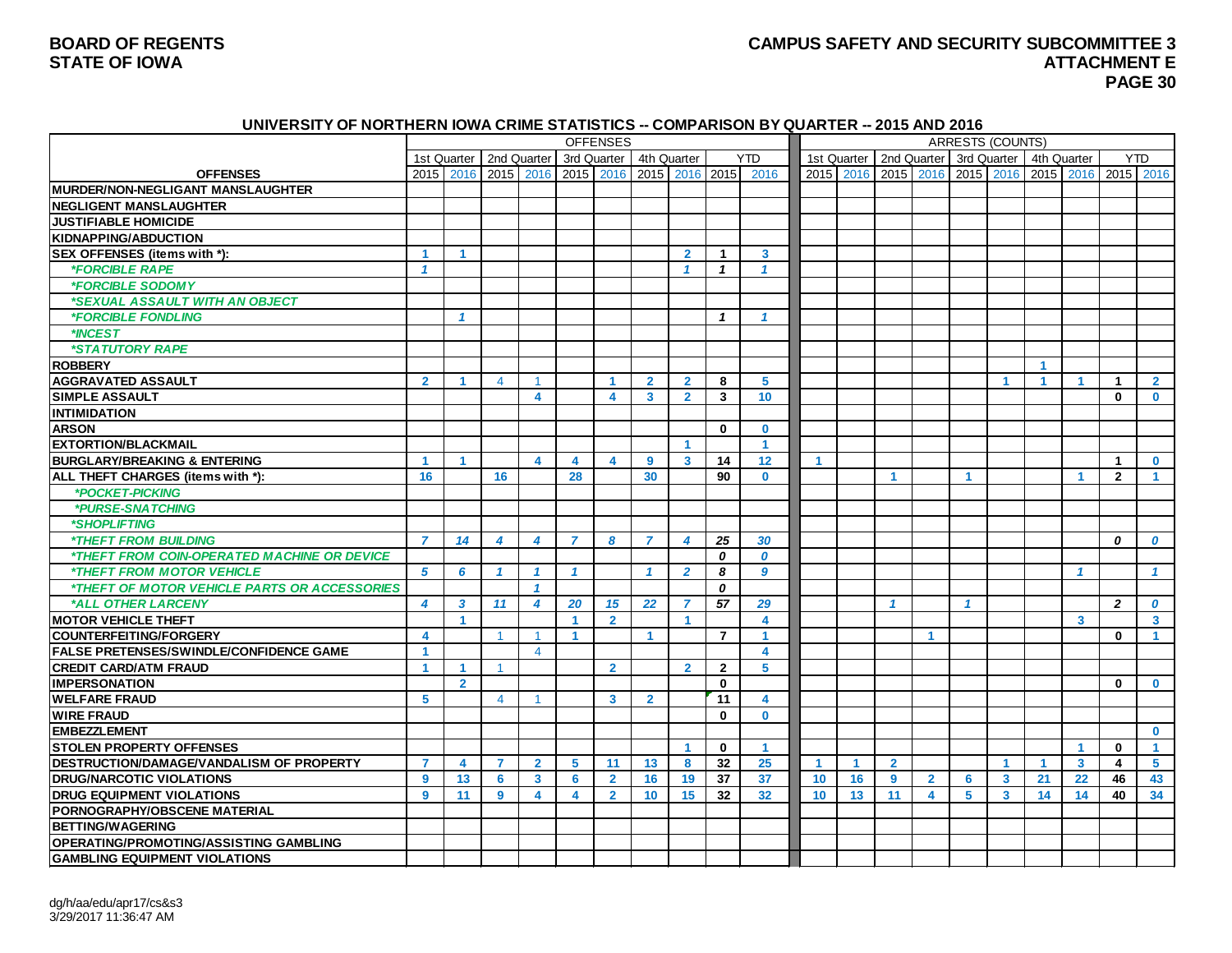## UNIVERSITY OF NORTHERN IOWA CRIME STATISTICS -- COMPARISON BY QUARTER -- 2015 AND 2016

| | OFFENSES | | | | | | | | | | ARRESTS (COUNTS) | | | | | | | | | |
|---|---|---|---|---|---|---|---|---|---|---|---|---|---|---|---|---|---|---|---|---|
| | 1st Quarter | | 2nd Quarter | | 3rd Quarter | | 4th Quarter | | YTD | | 1st Quarter | | 2nd Quarter | | 3rd Quarter | | 4th Quarter | | YTD | |
| **OFFENSES** | 2015 | 2016 | 2015 | 2016 | 2015 | 2016 | 2015 | 2016 | 2015 | 2016 | 2015 | 2016 | 2015 | 2016 | 2015 | 2016 | 2015 | 2016 | 2015 | 2016 |
| **MURDER/NON-NEGLIGANT MANSLAUGHTER** | | | | | | | | | | | | | | | | | | | | |
| **NEGLIGENT MANSLAUGHTER** | | | | | | | | | | | | | | | | | | | | |
| **JUSTIFIABLE HOMICIDE** | | | | | | | | | | | | | | | | | | | | |
| **KIDNAPPING/ABDUCTION** | | | | | | | | | | | | | | | | | | | | |
| **SEX OFFENSES (items with *):** | 1 | 1 | | | | | | 2 | 1 | 3 | | | | | | | | | | |
| *\*FORCIBLE RAPE* | 1 | | | | | | | 1 | 1 | 1 | | | | | | | | | | |
| *\*FORCIBLE SODOMY* | | | | | | | | | | | | | | | | | | | | |
| *\*SEXUAL ASSAULT WITH AN OBJECT* | | | | | | | | | | | | | | | | | | | | |
| *\*FORCIBLE FONDLING* | | 1 | | | | | | | 1 | 1 | | | | | | | | | | |
| *\*INCEST* | | | | | | | | | | | | | | | | | | | | |
| *\*STATUTORY RAPE* | | | | | | | | | | | | | | | | | | | | |
| **ROBBERY** | | | | | | | | | | | | | | | | | 1 | | | |
| **AGGRAVATED ASSAULT** | 2 | 1 | 4 | 1 | | 1 | 2 | 2 | 8 | 5 | | | | | | 1 | 1 | 1 | 1 | 2 |
| **SIMPLE ASSAULT** | | | | 4 | | 4 | 3 | 2 | 3 | 10 | | | | | | | | | 0 | 0 |
| **INTIMIDATION** | | | | | | | | | | | | | | | | | | | | |
| **ARSON** | | | | | | | | | 0 | 0 | | | | | | | | | | |
| **EXTORTION/BLACKMAIL** | | | | | | | | 1 | | 1 | | | | | | | | | | |
| **BURGLARY/BREAKING & ENTERING** | 1 | 1 | | 4 | 4 | 4 | 9 | 3 | 14 | 12 | 1 | | | | | | | | 1 | 0 |
| **ALL THEFT CHARGES (items with *):** | 16 | | 16 | | 28 | | 30 | | 90 | 0 | | | 1 | | 1 | | | 1 | 2 | 1 |
| *\*POCKET-PICKING* | | | | | | | | | | | | | | | | | | | | |
| *\*PURSE-SNATCHING* | | | | | | | | | | | | | | | | | | | | |
| *\*SHOPLIFTING* | | | | | | | | | | | | | | | | | | | | |
| *\*THEFT FROM BUILDING* | 7 | 14 | 4 | 4 | 7 | 8 | 7 | 4 | 25 | 30 | | | | | | | | | 0 | 0 |
| *\*THEFT FROM COIN-OPERATED MACHINE OR DEVICE* | | | | | | | | | 0 | 0 | | | | | | | | | | |
| *\*THEFT FROM MOTOR VEHICLE* | 5 | 6 | 1 | 1 | 1 | | 1 | 2 | 8 | 9 | | | | | | | | 1 | | 1 |
| *\*THEFT OF MOTOR VEHICLE PARTS OR ACCESSORIES* | | | | 1 | | | | | 0 | | | | | | | | | | | |
| *\*ALL OTHER LARCENY* | 4 | 3 | 11 | 4 | 20 | 15 | 22 | 7 | 57 | 29 | | | 1 | | 1 | | | | 2 | 0 |
| **MOTOR VEHICLE THEFT** | | 1 | | | 1 | 2 | | 1 | | 4 | | | | | | | | 3 | | 3 |
| **COUNTERFEITING/FORGERY** | 4 | | 1 | 1 | 1 | | 1 | | 7 | 1 | | | | 1 | | | | | 0 | 1 |
| **FALSE PRETENSES/SWINDLE/CONFIDENCE GAME** | 1 | | | 4 | | | | | | 4 | | | | | | | | | | |
| **CREDIT CARD/ATM FRAUD** | 1 | 1 | 1 | | | 2 | | 2 | 2 | 5 | | | | | | | | | | |
| **IMPERSONATION** | | 2 | | | | | | | 0 | | | | | | | | | | 0 | 0 |
| **WELFARE FRAUD** | 5 | | 4 | 1 | | 3 | 2 | | 11 | 4 | | | | | | | | | | |
| **WIRE FRAUD** | | | | | | | | | 0 | 0 | | | | | | | | | | |
| **EMBEZZLEMENT** | | | | | | | | | | | | | | | | | | | | 0 |
| **STOLEN PROPERTY OFFENSES** | | | | | | | | 1 | 0 | 1 | | | | | | | | 1 | 0 | 1 |
| **DESTRUCTION/DAMAGE/VANDALISM OF PROPERTY** | 7 | 4 | 7 | 2 | 5 | 11 | 13 | 8 | 32 | 25 | 1 | 1 | 2 | | | 1 | 1 | 3 | 4 | 5 |
| **DRUG/NARCOTIC VIOLATIONS** | 9 | 13 | 6 | 3 | 6 | 2 | 16 | 19 | 37 | 37 | 10 | 16 | 9 | 2 | 6 | 3 | 21 | 22 | 46 | 43 |
| **DRUG EQUIPMENT VIOLATIONS** | 9 | 11 | 9 | 4 | 4 | 2 | 10 | 15 | 32 | 32 | 10 | 13 | 11 | 4 | 5 | 3 | 14 | 14 | 40 | 34 |
| **PORNOGRAPHY/OBSCENE MATERIAL** | | | | | | | | | | | | | | | | | | | | |
| **BETTING/WAGERING** | | | | | | | | | | | | | | | | | | | | |
| **OPERATING/PROMOTING/ASSISTING GAMBLING** | | | | | | | | | | | | | | | | | | | | |
| **GAMBLING EQUIPMENT VIOLATIONS** | | | | | | | | | | | | | | | | | | | | |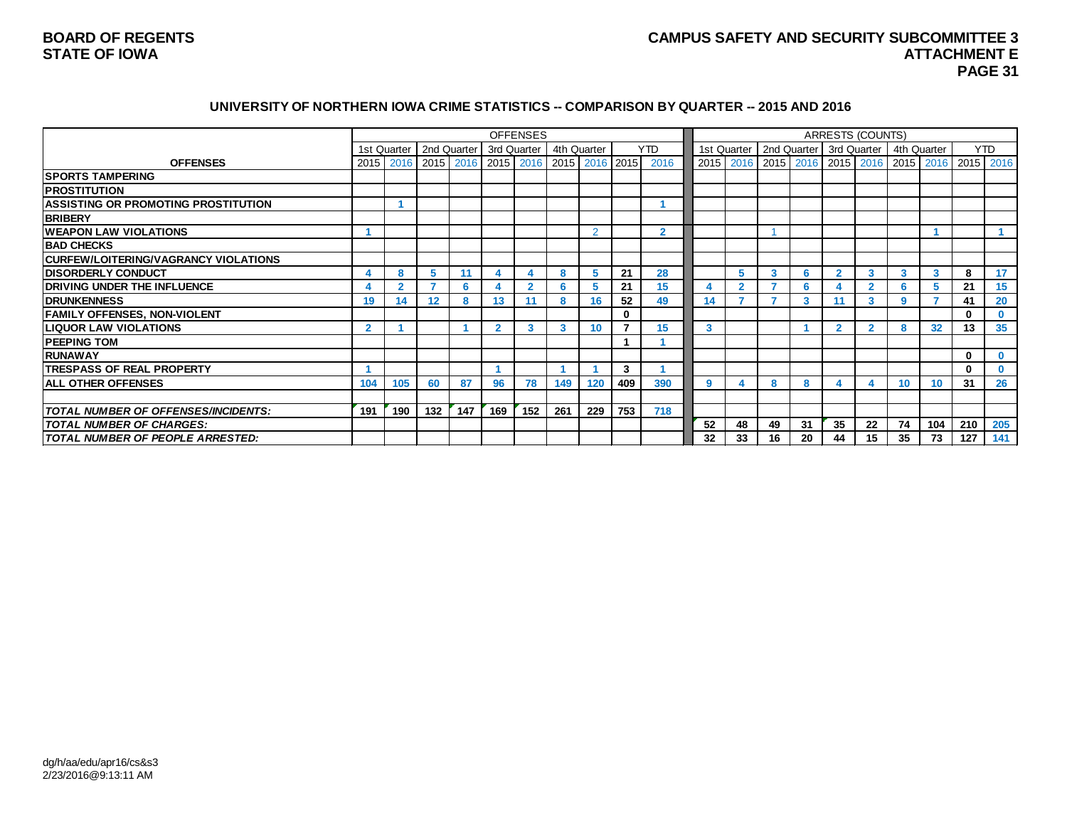## UNIVERSITY OF NORTHERN IOWA CRIME STATISTICS -- COMPARISON BY QUARTER -- 2015 AND 2016

| | OFFENSES | | | | | | | | | | ARRESTS (COUNTS) | | | | | | | | | |
|---|---|---|---|---|---|---|---|---|---|---|---|---|---|---|---|---|---|---|---|---|
| | 1st Quarter | | 2nd Quarter | | 3rd Quarter | | 4th Quarter | | YTD | | 1st Quarter | | 2nd Quarter | | 3rd Quarter | | 4th Quarter | | YTD | |
| **OFFENSES** | 2015 | 2016 | 2015 | 2016 | 2015 | 2016 | 2015 | 2016 | 2015 | 2016 | 2015 | 2016 | 2015 | 2016 | 2015 | 2016 | 2015 | 2016 | 2015 | 2016 |
| **SPORTS TAMPERING** | | | | | | | | | | | | | | | | | | | | |
| **PROSTITUTION** | | | | | | | | | | | | | | | | | | | | |
| **ASSISTING OR PROMOTING PROSTITUTION** | | 1 | | | | | | | | 1 | | | | | | | | | | |
| **BRIBERY** | | | | | | | | | | | | | | | | | | | | |
| **WEAPON LAW VIOLATIONS** | 1 | | | | | | | 2 | | 2 | | | 1 | | | | | 1 | | 1 |
| **BAD CHECKS** | | | | | | | | | | | | | | | | | | | | |
| **CURFEW/LOITERING/VAGRANCY VIOLATIONS** | | | | | | | | | | | | | | | | | | | | |
| **DISORDERLY CONDUCT** | 4 | 8 | 5 | 11 | 4 | 4 | 8 | 5 | 21 | 28 | | 5 | 3 | 6 | 2 | 3 | 3 | 3 | 8 | 17 |
| **DRIVING UNDER THE INFLUENCE** | 4 | 2 | 7 | 6 | 4 | 2 | 6 | 5 | 21 | 15 | 4 | 2 | 7 | 6 | 4 | 2 | 6 | 5 | 21 | 15 |
| **DRUNKENNESS** | 19 | 14 | 12 | 8 | 13 | 11 | 8 | 16 | 52 | 49 | 14 | 7 | 7 | 3 | 11 | 3 | 9 | 7 | 41 | 20 |
| **FAMILY OFFENSES, NON-VIOLENT** | | | | | | | | | 0 | | | | | | | | | | 0 | 0 |
| **LIQUOR LAW VIOLATIONS** | 2 | 1 | | 1 | 2 | 3 | 3 | 10 | 7 | 15 | 3 | | | 1 | 2 | 2 | 8 | 32 | 13 | 35 |
| **PEEPING TOM** | | | | | | | | | 1 | 1 | | | | | | | | | | |
| **RUNAWAY** | | | | | | | | | | | | | | | | | | | 0 | 0 |
| **TRESPASS OF REAL PROPERTY** | 1 | | | | 1 | | 1 | 1 | 3 | 1 | | | | | | | | | 0 | 0 |
| **ALL OTHER OFFENSES** | 104 | 105 | 60 | 87 | 96 | 78 | 149 | 120 | 409 | 390 | 9 | 4 | 8 | 8 | 4 | 4 | 10 | 10 | 31 | 26 |
| ***TOTAL NUMBER OF OFFENSES/INCIDENTS:*** | 191 | 190 | 132 | 147 | 169 | 152 | 261 | 229 | 753 | 718 | | | | | | | | | | |
| ***TOTAL NUMBER OF CHARGES:*** | | | | | | | | | | | 52 | 48 | 49 | 31 | 35 | 22 | 74 | 104 | 210 | 205 |
| ***TOTAL NUMBER OF PEOPLE ARRESTED:*** | | | | | | | | | | | 32 | 33 | 16 | 20 | 44 | 15 | 35 | 73 | 127 | 141 |